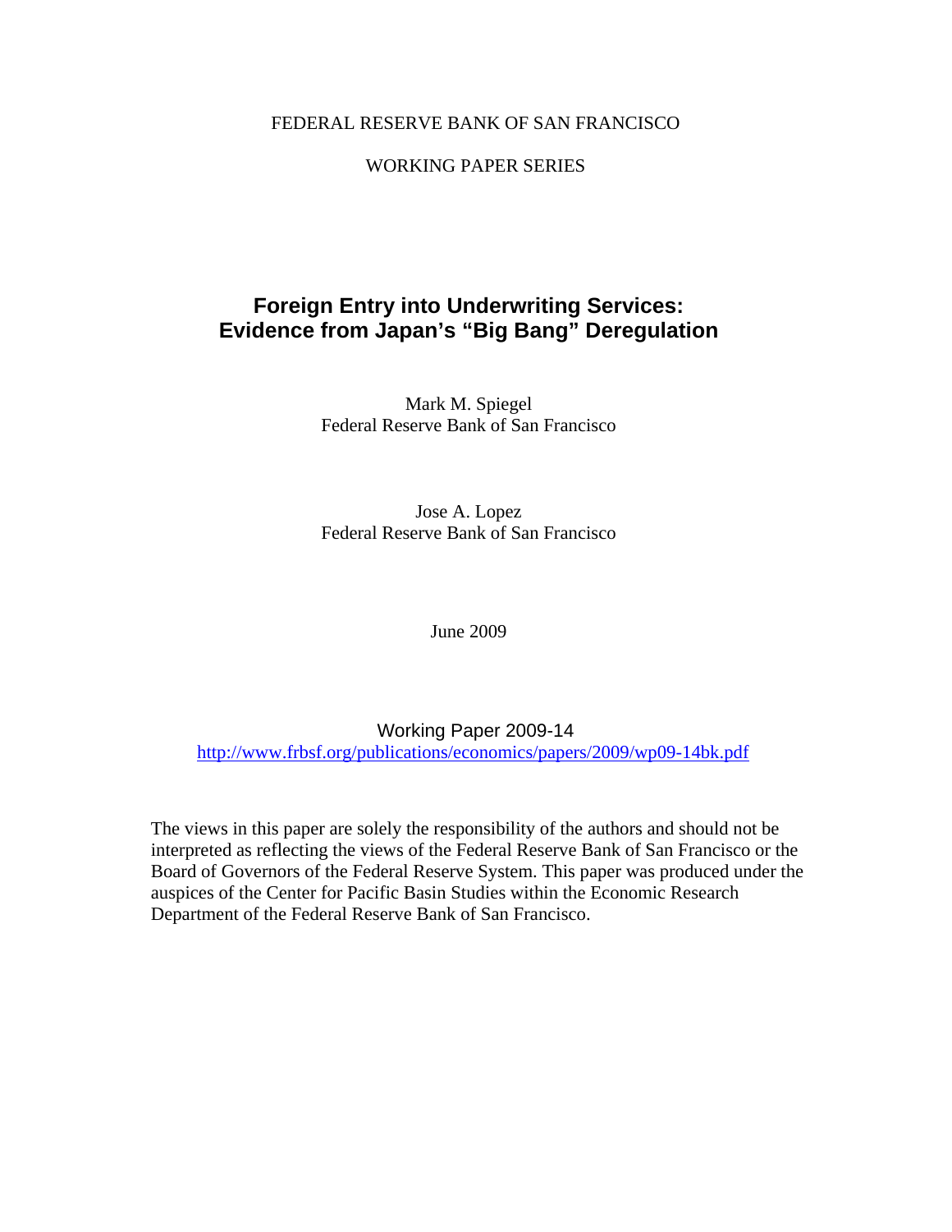FEDERAL RESERVE BANK OF SAN FRANCISCO

WORKING PAPER SERIES

# Foreign Entry into Underwriting Services: Evidence from Japan's "Big Bang" Deregulation

Mark M. Spiegel
Federal Reserve Bank of San Francisco

Jose A. Lopez
Federal Reserve Bank of San Francisco

June 2009

Working Paper 2009-14
http://www.frbsf.org/publications/economics/papers/2009/wp09-14bk.pdf

The views in this paper are solely the responsibility of the authors and should not be interpreted as reflecting the views of the Federal Reserve Bank of San Francisco or the Board of Governors of the Federal Reserve System. This paper was produced under the auspices of the Center for Pacific Basin Studies within the Economic Research Department of the Federal Reserve Bank of San Francisco.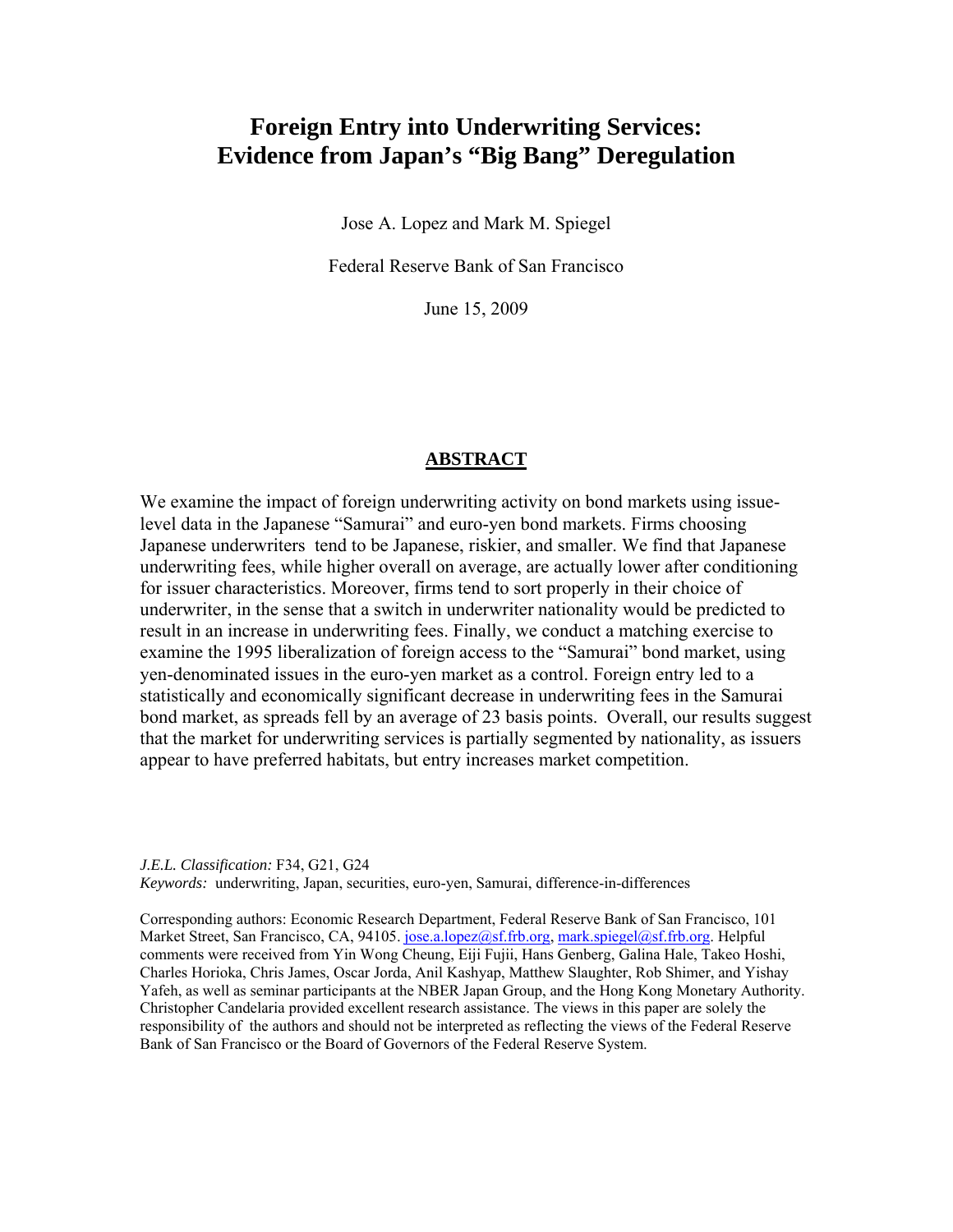# Foreign Entry into Underwriting Services: Evidence from Japan's "Big Bang" Deregulation

Jose A. Lopez and Mark M. Spiegel

Federal Reserve Bank of San Francisco

June 15, 2009

## ABSTRACT

We examine the impact of foreign underwriting activity on bond markets using issue-level data in the Japanese "Samurai" and euro-yen bond markets. Firms choosing Japanese underwriters tend to be Japanese, riskier, and smaller. We find that Japanese underwriting fees, while higher overall on average, are actually lower after conditioning for issuer characteristics. Moreover, firms tend to sort properly in their choice of underwriter, in the sense that a switch in underwriter nationality would be predicted to result in an increase in underwriting fees. Finally, we conduct a matching exercise to examine the 1995 liberalization of foreign access to the "Samurai" bond market, using yen-denominated issues in the euro-yen market as a control. Foreign entry led to a statistically and economically significant decrease in underwriting fees in the Samurai bond market, as spreads fell by an average of 23 basis points. Overall, our results suggest that the market for underwriting services is partially segmented by nationality, as issuers appear to have preferred habitats, but entry increases market competition.

*J.E.L. Classification:* F34, G21, G24
*Keywords:* underwriting, Japan, securities, euro-yen, Samurai, difference-in-differences

Corresponding authors: Economic Research Department, Federal Reserve Bank of San Francisco, 101 Market Street, San Francisco, CA, 94105. jose.a.lopez@sf.frb.org, mark.spiegel@sf.frb.org. Helpful comments were received from Yin Wong Cheung, Eiji Fujii, Hans Genberg, Galina Hale, Takeo Hoshi, Charles Horioka, Chris James, Oscar Jorda, Anil Kashyap, Matthew Slaughter, Rob Shimer, and Yishay Yafeh, as well as seminar participants at the NBER Japan Group, and the Hong Kong Monetary Authority. Christopher Candelaria provided excellent research assistance. The views in this paper are solely the responsibility of the authors and should not be interpreted as reflecting the views of the Federal Reserve Bank of San Francisco or the Board of Governors of the Federal Reserve System.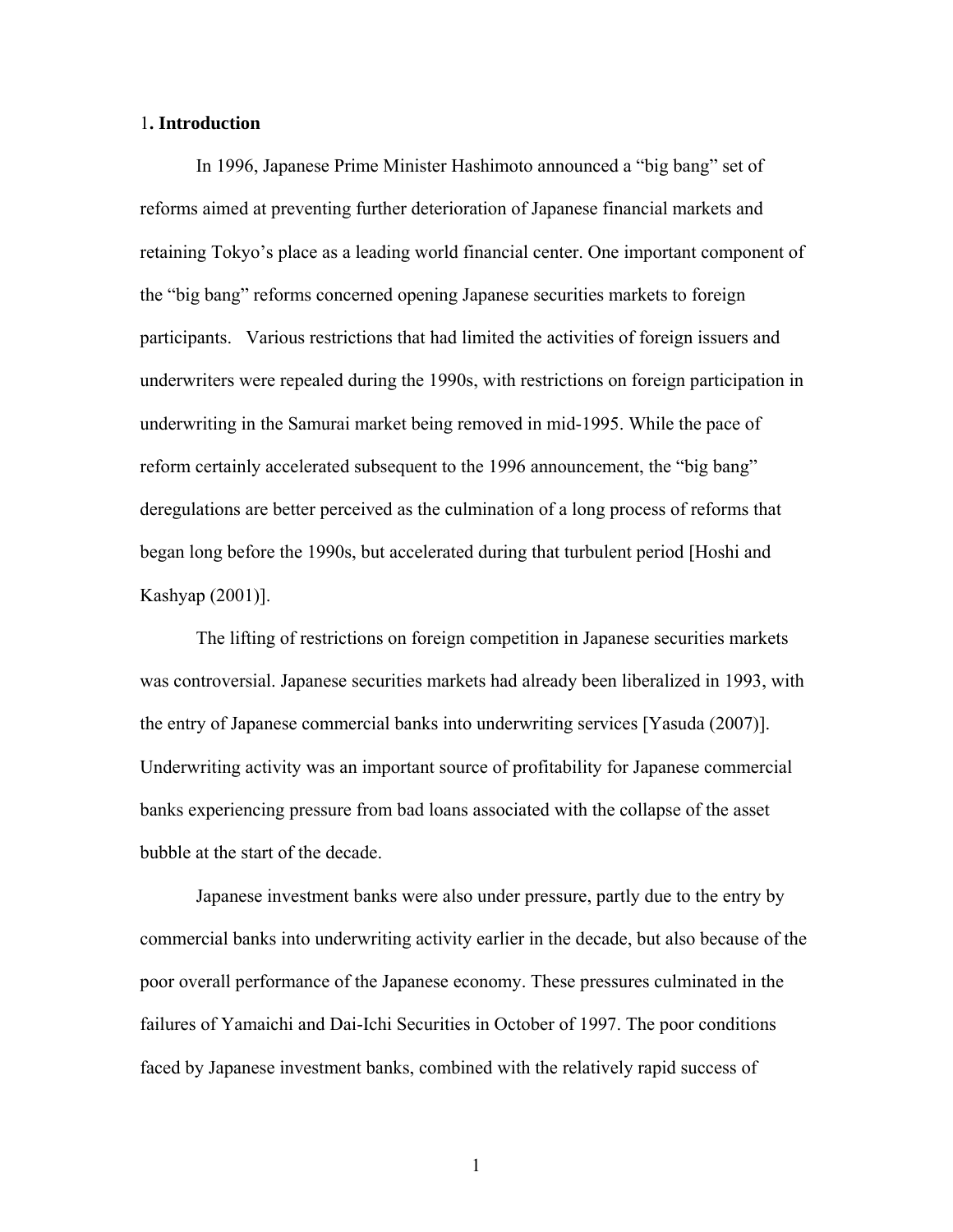## 1. Introduction

In 1996, Japanese Prime Minister Hashimoto announced a "big bang" set of reforms aimed at preventing further deterioration of Japanese financial markets and retaining Tokyo's place as a leading world financial center. One important component of the "big bang" reforms concerned opening Japanese securities markets to foreign participants. Various restrictions that had limited the activities of foreign issuers and underwriters were repealed during the 1990s, with restrictions on foreign participation in underwriting in the Samurai market being removed in mid-1995. While the pace of reform certainly accelerated subsequent to the 1996 announcement, the "big bang" deregulations are better perceived as the culmination of a long process of reforms that began long before the 1990s, but accelerated during that turbulent period [Hoshi and Kashyap (2001)].

The lifting of restrictions on foreign competition in Japanese securities markets was controversial. Japanese securities markets had already been liberalized in 1993, with the entry of Japanese commercial banks into underwriting services [Yasuda (2007)]. Underwriting activity was an important source of profitability for Japanese commercial banks experiencing pressure from bad loans associated with the collapse of the asset bubble at the start of the decade.

Japanese investment banks were also under pressure, partly due to the entry by commercial banks into underwriting activity earlier in the decade, but also because of the poor overall performance of the Japanese economy. These pressures culminated in the failures of Yamaichi and Dai-Ichi Securities in October of 1997. The poor conditions faced by Japanese investment banks, combined with the relatively rapid success of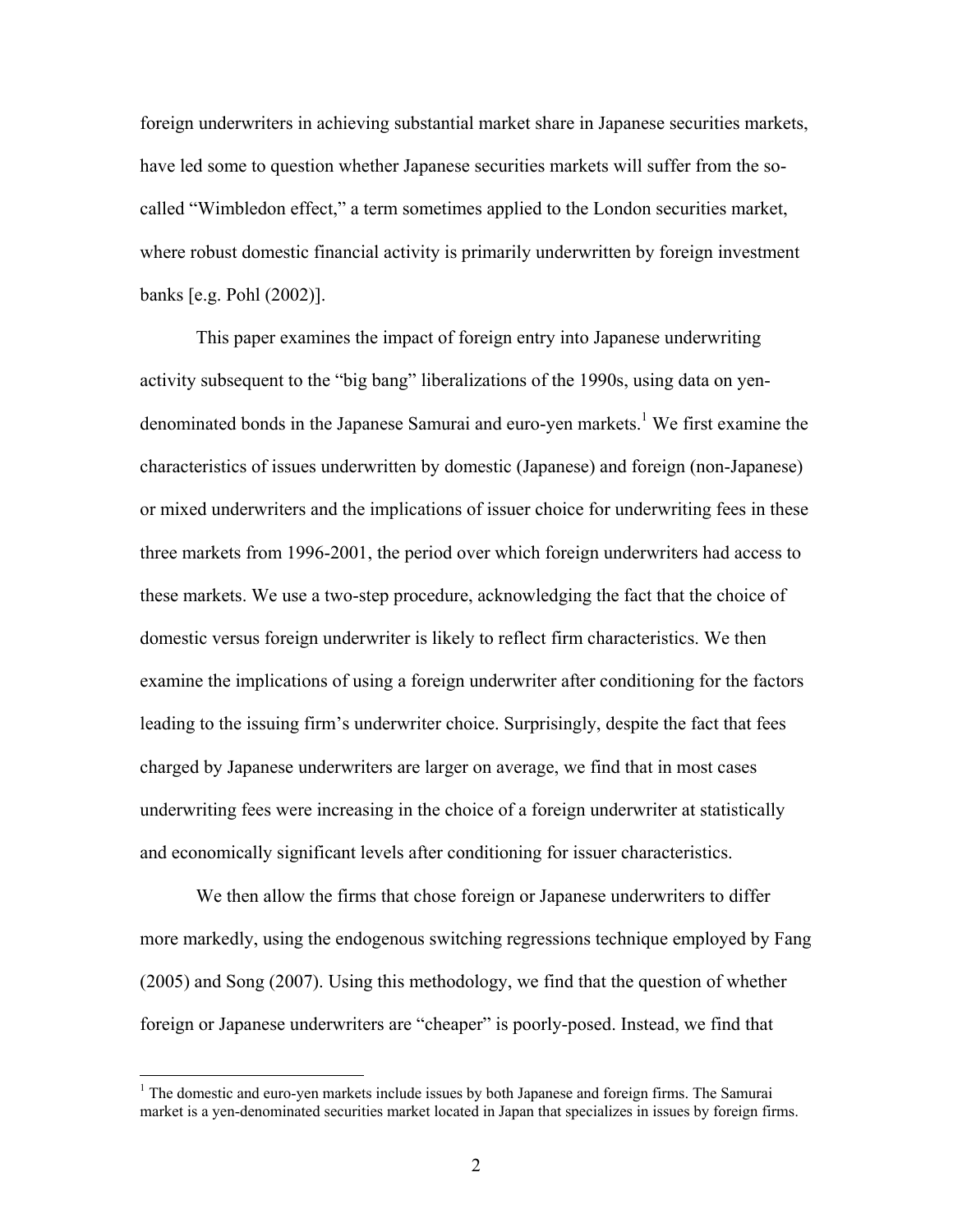foreign underwriters in achieving substantial market share in Japanese securities markets, have led some to question whether Japanese securities markets will suffer from the so-called "Wimbledon effect," a term sometimes applied to the London securities market, where robust domestic financial activity is primarily underwritten by foreign investment banks [e.g. Pohl (2002)].

This paper examines the impact of foreign entry into Japanese underwriting activity subsequent to the "big bang" liberalizations of the 1990s, using data on yen-denominated bonds in the Japanese Samurai and euro-yen markets.[1] We first examine the characteristics of issues underwritten by domestic (Japanese) and foreign (non-Japanese) or mixed underwriters and the implications of issuer choice for underwriting fees in these three markets from 1996-2001, the period over which foreign underwriters had access to these markets. We use a two-step procedure, acknowledging the fact that the choice of domestic versus foreign underwriter is likely to reflect firm characteristics. We then examine the implications of using a foreign underwriter after conditioning for the factors leading to the issuing firm's underwriter choice. Surprisingly, despite the fact that fees charged by Japanese underwriters are larger on average, we find that in most cases underwriting fees were increasing in the choice of a foreign underwriter at statistically and economically significant levels after conditioning for issuer characteristics.

We then allow the firms that chose foreign or Japanese underwriters to differ more markedly, using the endogenous switching regressions technique employed by Fang (2005) and Song (2007). Using this methodology, we find that the question of whether foreign or Japanese underwriters are "cheaper" is poorly-posed. Instead, we find that

[1] The domestic and euro-yen markets include issues by both Japanese and foreign firms. The Samurai market is a yen-denominated securities market located in Japan that specializes in issues by foreign firms.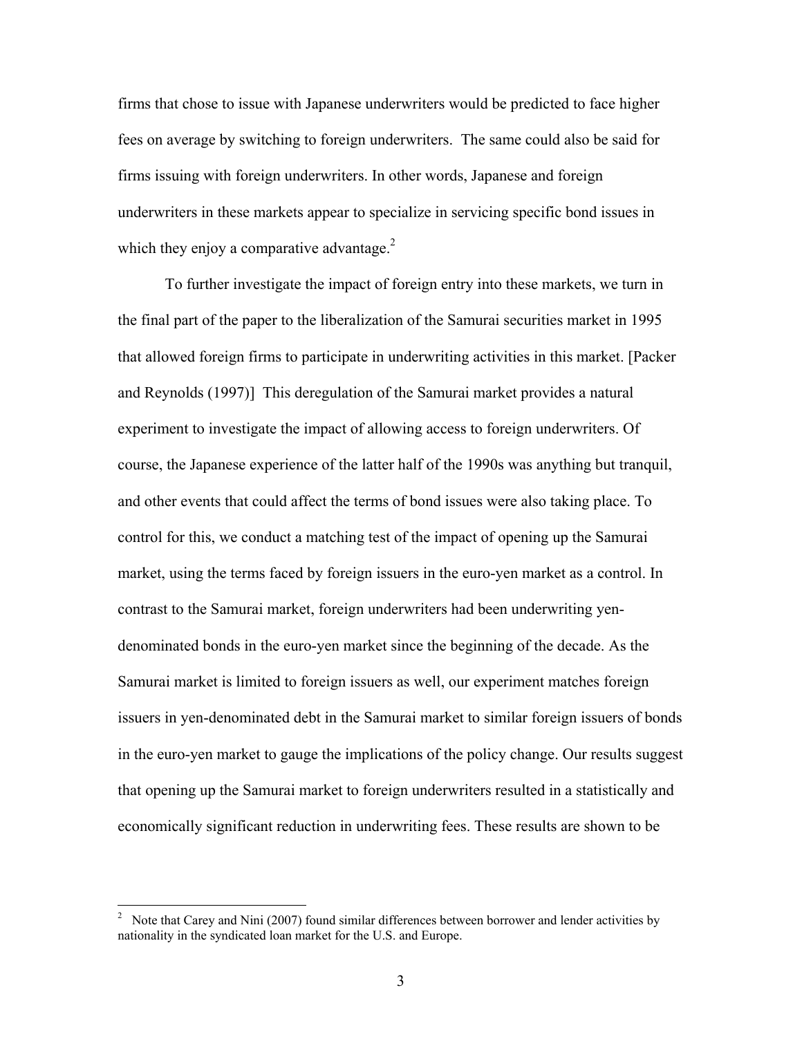firms that chose to issue with Japanese underwriters would be predicted to face higher fees on average by switching to foreign underwriters. The same could also be said for firms issuing with foreign underwriters. In other words, Japanese and foreign underwriters in these markets appear to specialize in servicing specific bond issues in which they enjoy a comparative advantage.[2]

To further investigate the impact of foreign entry into these markets, we turn in the final part of the paper to the liberalization of the Samurai securities market in 1995 that allowed foreign firms to participate in underwriting activities in this market. [Packer and Reynolds (1997)] This deregulation of the Samurai market provides a natural experiment to investigate the impact of allowing access to foreign underwriters. Of course, the Japanese experience of the latter half of the 1990s was anything but tranquil, and other events that could affect the terms of bond issues were also taking place. To control for this, we conduct a matching test of the impact of opening up the Samurai market, using the terms faced by foreign issuers in the euro-yen market as a control. In contrast to the Samurai market, foreign underwriters had been underwriting yen-denominated bonds in the euro-yen market since the beginning of the decade. As the Samurai market is limited to foreign issuers as well, our experiment matches foreign issuers in yen-denominated debt in the Samurai market to similar foreign issuers of bonds in the euro-yen market to gauge the implications of the policy change. Our results suggest that opening up the Samurai market to foreign underwriters resulted in a statistically and economically significant reduction in underwriting fees. These results are shown to be

[2] Note that Carey and Nini (2007) found similar differences between borrower and lender activities by nationality in the syndicated loan market for the U.S. and Europe.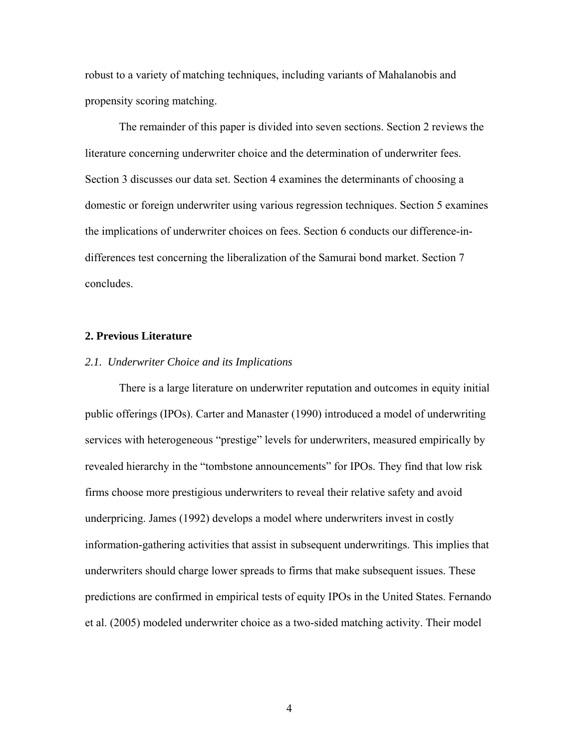robust to a variety of matching techniques, including variants of Mahalanobis and propensity scoring matching.

The remainder of this paper is divided into seven sections. Section 2 reviews the literature concerning underwriter choice and the determination of underwriter fees. Section 3 discusses our data set. Section 4 examines the determinants of choosing a domestic or foreign underwriter using various regression techniques. Section 5 examines the implications of underwriter choices on fees. Section 6 conducts our difference-in-differences test concerning the liberalization of the Samurai bond market. Section 7 concludes.

## 2. Previous Literature

### *2.1. Underwriter Choice and its Implications*

There is a large literature on underwriter reputation and outcomes in equity initial public offerings (IPOs). Carter and Manaster (1990) introduced a model of underwriting services with heterogeneous "prestige" levels for underwriters, measured empirically by revealed hierarchy in the "tombstone announcements" for IPOs. They find that low risk firms choose more prestigious underwriters to reveal their relative safety and avoid underpricing. James (1992) develops a model where underwriters invest in costly information-gathering activities that assist in subsequent underwritings. This implies that underwriters should charge lower spreads to firms that make subsequent issues. These predictions are confirmed in empirical tests of equity IPOs in the United States. Fernando et al. (2005) modeled underwriter choice as a two-sided matching activity. Their model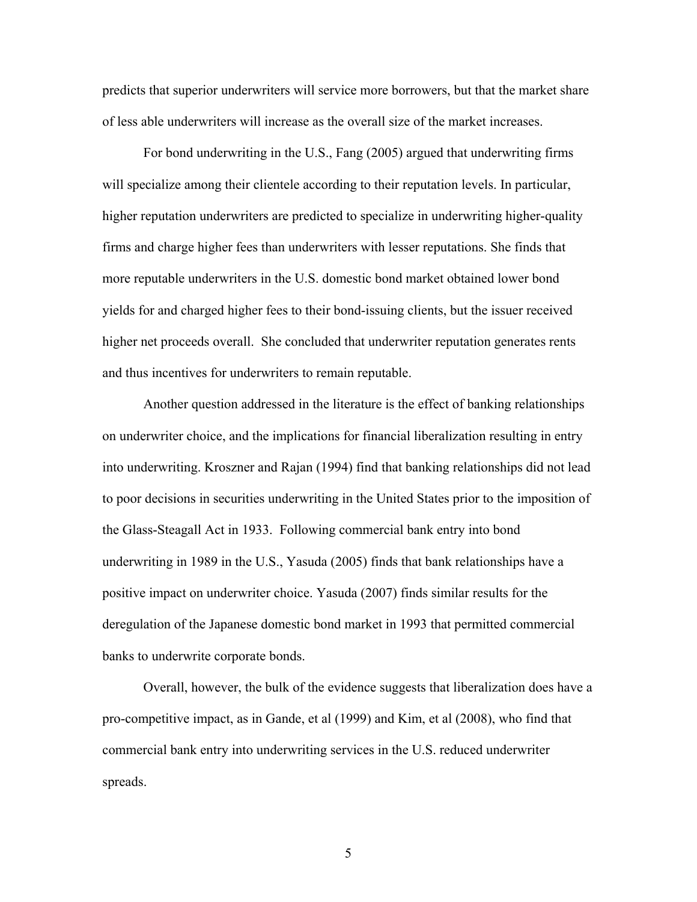predicts that superior underwriters will service more borrowers, but that the market share of less able underwriters will increase as the overall size of the market increases.

For bond underwriting in the U.S., Fang (2005) argued that underwriting firms will specialize among their clientele according to their reputation levels. In particular, higher reputation underwriters are predicted to specialize in underwriting higher-quality firms and charge higher fees than underwriters with lesser reputations. She finds that more reputable underwriters in the U.S. domestic bond market obtained lower bond yields for and charged higher fees to their bond-issuing clients, but the issuer received higher net proceeds overall. She concluded that underwriter reputation generates rents and thus incentives for underwriters to remain reputable.

Another question addressed in the literature is the effect of banking relationships on underwriter choice, and the implications for financial liberalization resulting in entry into underwriting. Kroszner and Rajan (1994) find that banking relationships did not lead to poor decisions in securities underwriting in the United States prior to the imposition of the Glass-Steagall Act in 1933. Following commercial bank entry into bond underwriting in 1989 in the U.S., Yasuda (2005) finds that bank relationships have a positive impact on underwriter choice. Yasuda (2007) finds similar results for the deregulation of the Japanese domestic bond market in 1993 that permitted commercial banks to underwrite corporate bonds.

Overall, however, the bulk of the evidence suggests that liberalization does have a pro-competitive impact, as in Gande, et al (1999) and Kim, et al (2008), who find that commercial bank entry into underwriting services in the U.S. reduced underwriter spreads.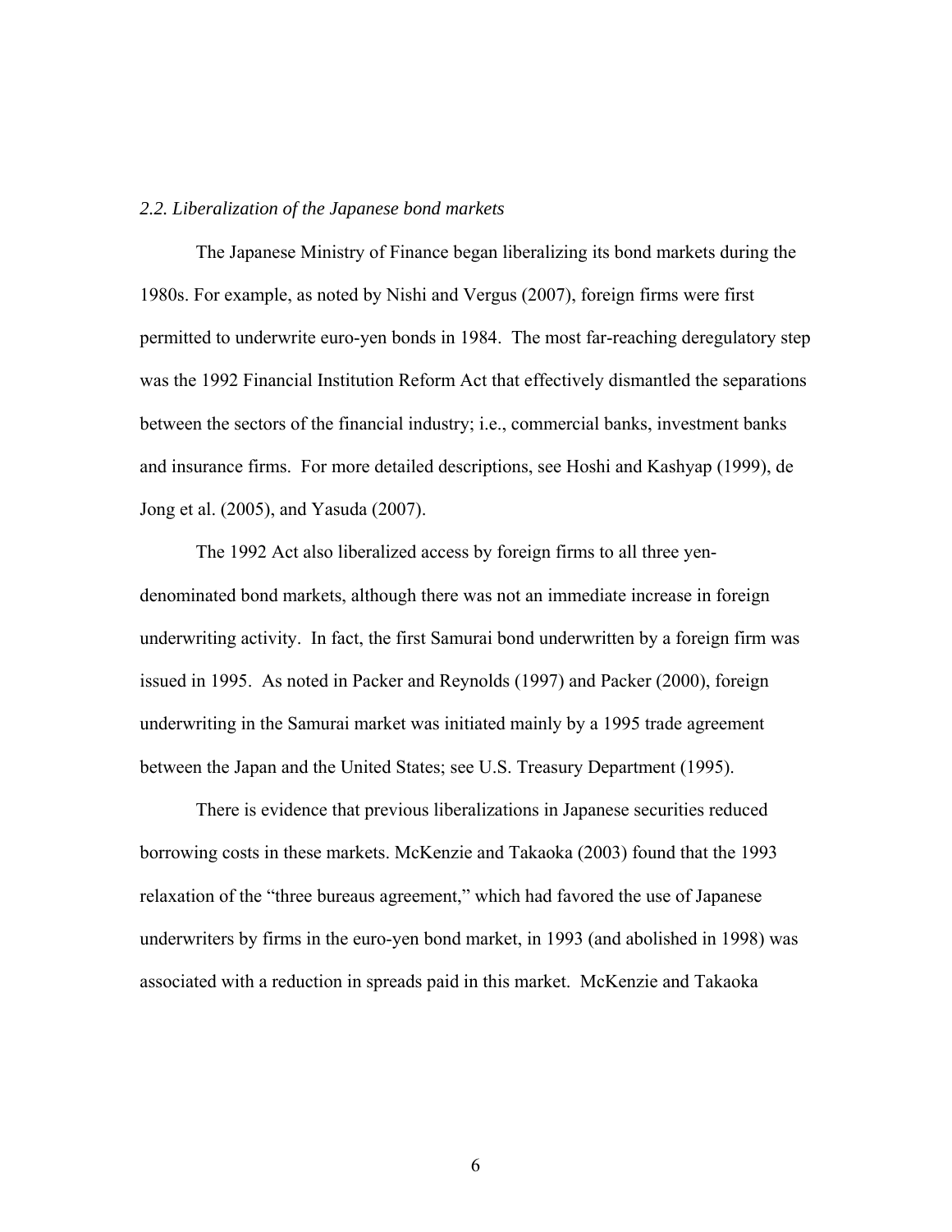### *2.2. Liberalization of the Japanese bond markets*

The Japanese Ministry of Finance began liberalizing its bond markets during the 1980s. For example, as noted by Nishi and Vergus (2007), foreign firms were first permitted to underwrite euro-yen bonds in 1984. The most far-reaching deregulatory step was the 1992 Financial Institution Reform Act that effectively dismantled the separations between the sectors of the financial industry; i.e., commercial banks, investment banks and insurance firms. For more detailed descriptions, see Hoshi and Kashyap (1999), de Jong et al. (2005), and Yasuda (2007).

The 1992 Act also liberalized access by foreign firms to all three yen-denominated bond markets, although there was not an immediate increase in foreign underwriting activity. In fact, the first Samurai bond underwritten by a foreign firm was issued in 1995. As noted in Packer and Reynolds (1997) and Packer (2000), foreign underwriting in the Samurai market was initiated mainly by a 1995 trade agreement between the Japan and the United States; see U.S. Treasury Department (1995).

There is evidence that previous liberalizations in Japanese securities reduced borrowing costs in these markets. McKenzie and Takaoka (2003) found that the 1993 relaxation of the "three bureaus agreement," which had favored the use of Japanese underwriters by firms in the euro-yen bond market, in 1993 (and abolished in 1998) was associated with a reduction in spreads paid in this market. McKenzie and Takaoka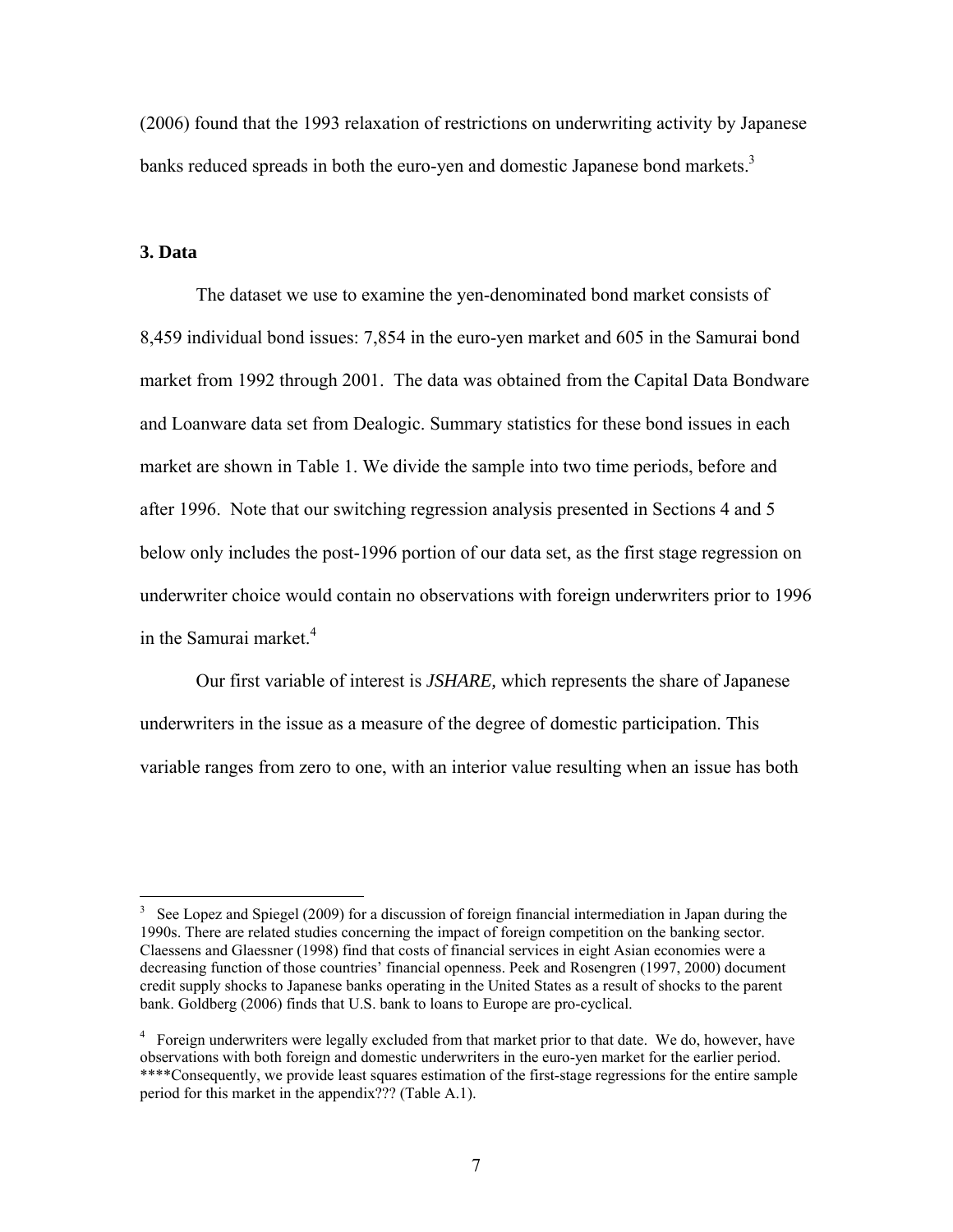(2006) found that the 1993 relaxation of restrictions on underwriting activity by Japanese banks reduced spreads in both the euro-yen and domestic Japanese bond markets.[3]

## 3. Data

The dataset we use to examine the yen-denominated bond market consists of 8,459 individual bond issues: 7,854 in the euro-yen market and 605 in the Samurai bond market from 1992 through 2001. The data was obtained from the Capital Data Bondware and Loanware data set from Dealogic. Summary statistics for these bond issues in each market are shown in Table 1. We divide the sample into two time periods, before and after 1996. Note that our switching regression analysis presented in Sections 4 and 5 below only includes the post-1996 portion of our data set, as the first stage regression on underwriter choice would contain no observations with foreign underwriters prior to 1996 in the Samurai market.[4]

Our first variable of interest is *JSHARE,* which represents the share of Japanese underwriters in the issue as a measure of the degree of domestic participation. This variable ranges from zero to one, with an interior value resulting when an issue has both

---

[3] See Lopez and Spiegel (2009) for a discussion of foreign financial intermediation in Japan during the 1990s. There are related studies concerning the impact of foreign competition on the banking sector. Claessens and Glaessner (1998) find that costs of financial services in eight Asian economies were a decreasing function of those countries' financial openness. Peek and Rosengren (1997, 2000) document credit supply shocks to Japanese banks operating in the United States as a result of shocks to the parent bank. Goldberg (2006) finds that U.S. bank to loans to Europe are pro-cyclical.

[4] Foreign underwriters were legally excluded from that market prior to that date. We do, however, have observations with both foreign and domestic underwriters in the euro-yen market for the earlier period. ****Consequently, we provide least squares estimation of the first-stage regressions for the entire sample period for this market in the appendix??? (Table A.1).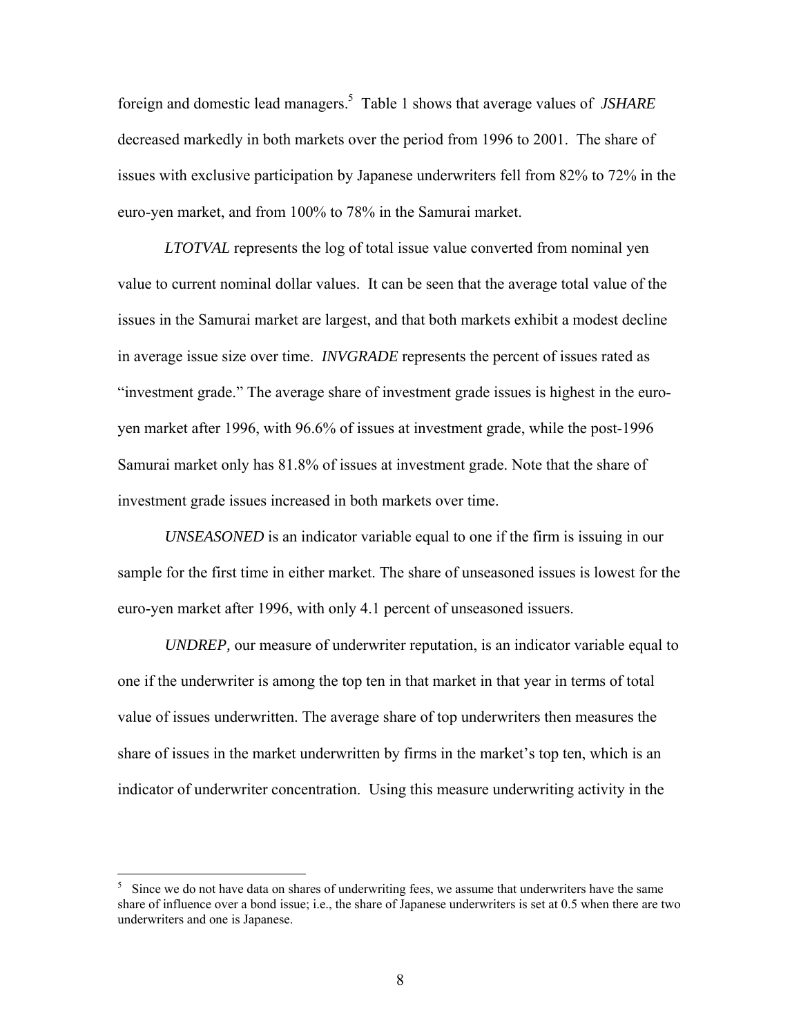foreign and domestic lead managers.[5] Table 1 shows that average values of *JSHARE* decreased markedly in both markets over the period from 1996 to 2001. The share of issues with exclusive participation by Japanese underwriters fell from 82% to 72% in the euro-yen market, and from 100% to 78% in the Samurai market.

*LTOTVAL* represents the log of total issue value converted from nominal yen value to current nominal dollar values. It can be seen that the average total value of the issues in the Samurai market are largest, and that both markets exhibit a modest decline in average issue size over time. *INVGRADE* represents the percent of issues rated as "investment grade." The average share of investment grade issues is highest in the euro-yen market after 1996, with 96.6% of issues at investment grade, while the post-1996 Samurai market only has 81.8% of issues at investment grade. Note that the share of investment grade issues increased in both markets over time.

*UNSEASONED* is an indicator variable equal to one if the firm is issuing in our sample for the first time in either market. The share of unseasoned issues is lowest for the euro-yen market after 1996, with only 4.1 percent of unseasoned issuers.

*UNDREP,* our measure of underwriter reputation, is an indicator variable equal to one if the underwriter is among the top ten in that market in that year in terms of total value of issues underwritten. The average share of top underwriters then measures the share of issues in the market underwritten by firms in the market's top ten, which is an indicator of underwriter concentration. Using this measure underwriting activity in the

[5] Since we do not have data on shares of underwriting fees, we assume that underwriters have the same share of influence over a bond issue; i.e., the share of Japanese underwriters is set at 0.5 when there are two underwriters and one is Japanese.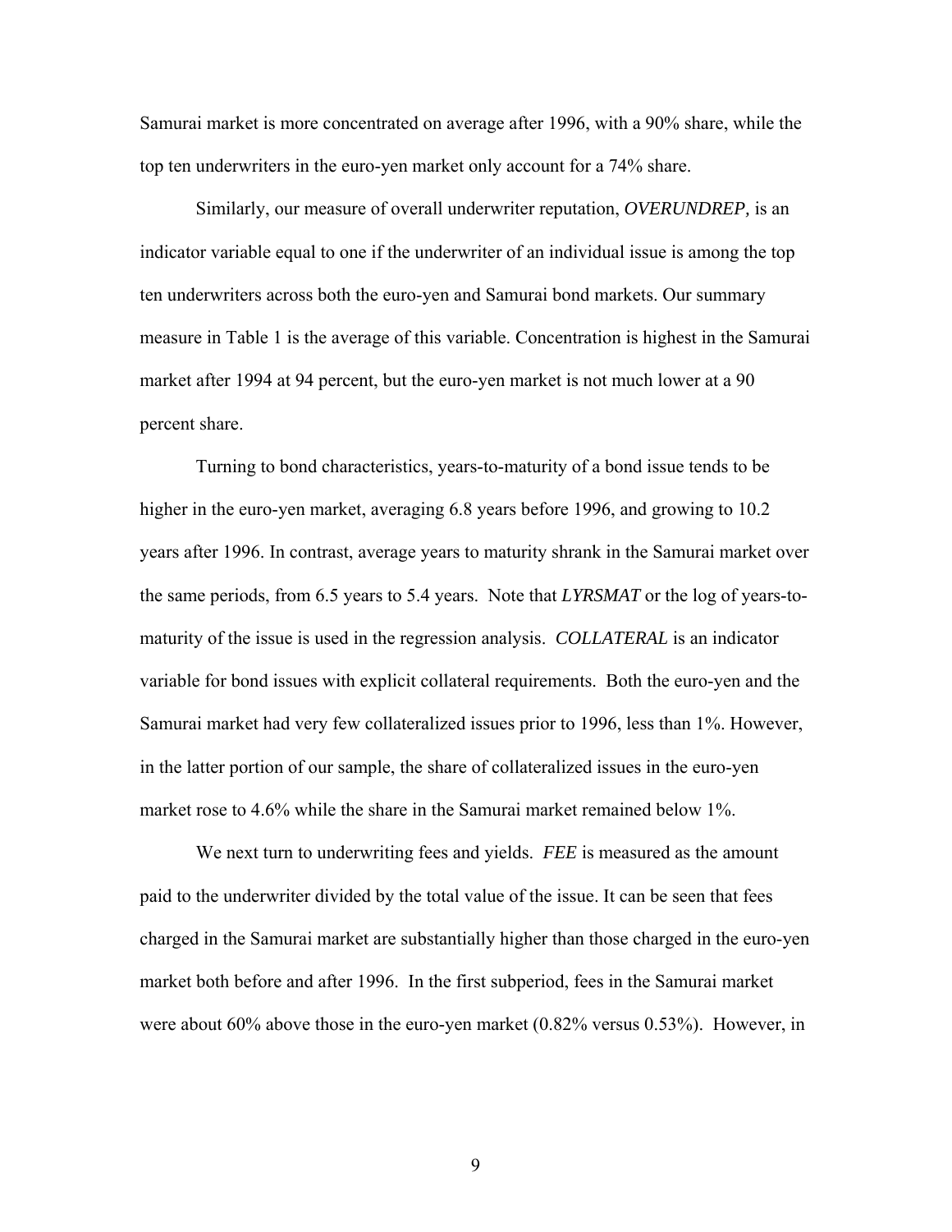Samurai market is more concentrated on average after 1996, with a 90% share, while the top ten underwriters in the euro-yen market only account for a 74% share.

Similarly, our measure of overall underwriter reputation, *OVERUNDREP,* is an indicator variable equal to one if the underwriter of an individual issue is among the top ten underwriters across both the euro-yen and Samurai bond markets. Our summary measure in Table 1 is the average of this variable. Concentration is highest in the Samurai market after 1994 at 94 percent, but the euro-yen market is not much lower at a 90 percent share.

Turning to bond characteristics, years-to-maturity of a bond issue tends to be higher in the euro-yen market, averaging 6.8 years before 1996, and growing to 10.2 years after 1996. In contrast, average years to maturity shrank in the Samurai market over the same periods, from 6.5 years to 5.4 years. Note that *LYRSMAT* or the log of years-to-maturity of the issue is used in the regression analysis. *COLLATERAL* is an indicator variable for bond issues with explicit collateral requirements. Both the euro-yen and the Samurai market had very few collateralized issues prior to 1996, less than 1%. However, in the latter portion of our sample, the share of collateralized issues in the euro-yen market rose to 4.6% while the share in the Samurai market remained below 1%.

We next turn to underwriting fees and yields. *FEE* is measured as the amount paid to the underwriter divided by the total value of the issue. It can be seen that fees charged in the Samurai market are substantially higher than those charged in the euro-yen market both before and after 1996. In the first subperiod, fees in the Samurai market were about 60% above those in the euro-yen market (0.82% versus 0.53%). However, in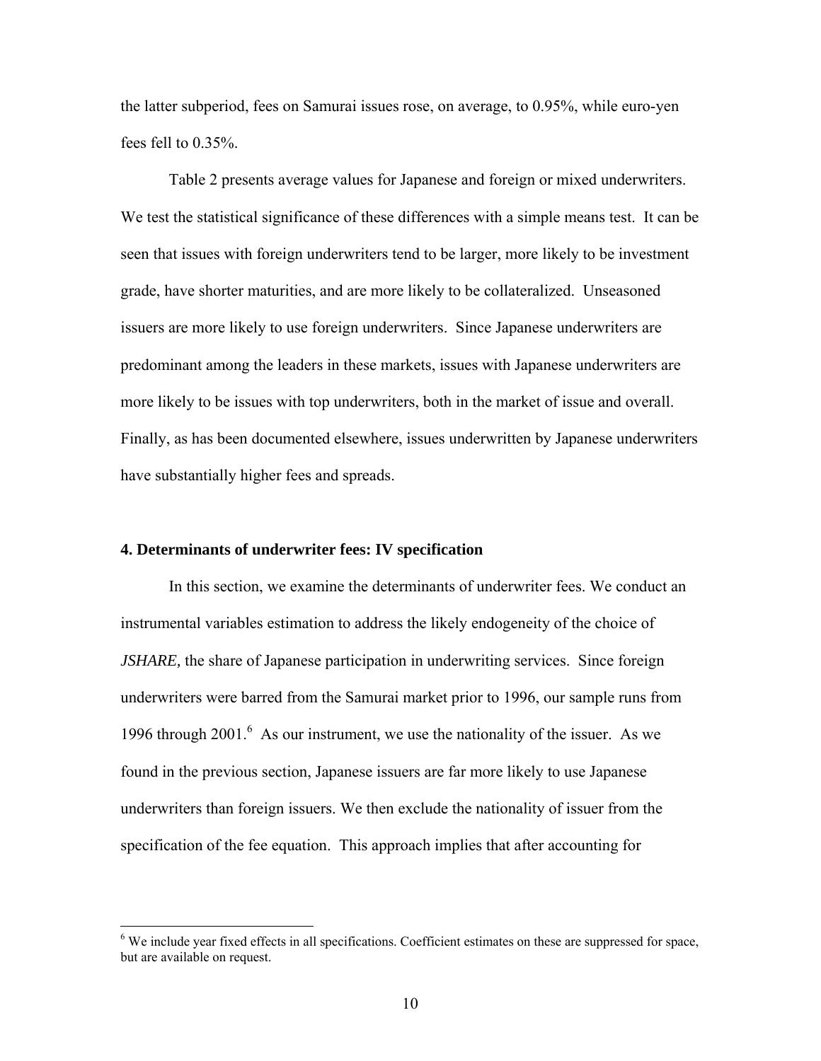the latter subperiod, fees on Samurai issues rose, on average, to 0.95%, while euro-yen fees fell to 0.35%.

Table 2 presents average values for Japanese and foreign or mixed underwriters. We test the statistical significance of these differences with a simple means test. It can be seen that issues with foreign underwriters tend to be larger, more likely to be investment grade, have shorter maturities, and are more likely to be collateralized. Unseasoned issuers are more likely to use foreign underwriters. Since Japanese underwriters are predominant among the leaders in these markets, issues with Japanese underwriters are more likely to be issues with top underwriters, both in the market of issue and overall. Finally, as has been documented elsewhere, issues underwritten by Japanese underwriters have substantially higher fees and spreads.

## 4. Determinants of underwriter fees: IV specification

In this section, we examine the determinants of underwriter fees. We conduct an instrumental variables estimation to address the likely endogeneity of the choice of *JSHARE,* the share of Japanese participation in underwriting services. Since foreign underwriters were barred from the Samurai market prior to 1996, our sample runs from 1996 through 2001.[6] As our instrument, we use the nationality of the issuer. As we found in the previous section, Japanese issuers are far more likely to use Japanese underwriters than foreign issuers. We then exclude the nationality of issuer from the specification of the fee equation. This approach implies that after accounting for

[6] We include year fixed effects in all specifications. Coefficient estimates on these are suppressed for space, but are available on request.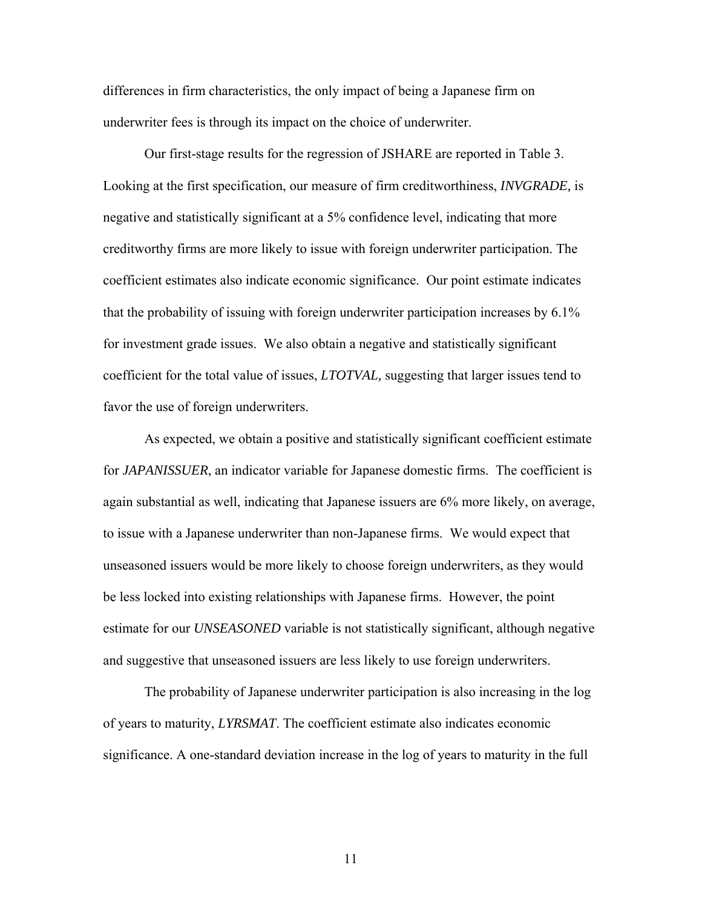differences in firm characteristics, the only impact of being a Japanese firm on underwriter fees is through its impact on the choice of underwriter.

Our first-stage results for the regression of JSHARE are reported in Table 3. Looking at the first specification, our measure of firm creditworthiness, *INVGRADE,* is negative and statistically significant at a 5% confidence level, indicating that more creditworthy firms are more likely to issue with foreign underwriter participation. The coefficient estimates also indicate economic significance. Our point estimate indicates that the probability of issuing with foreign underwriter participation increases by 6.1% for investment grade issues. We also obtain a negative and statistically significant coefficient for the total value of issues, *LTOTVAL,* suggesting that larger issues tend to favor the use of foreign underwriters.

As expected, we obtain a positive and statistically significant coefficient estimate for *JAPANISSUER*, an indicator variable for Japanese domestic firms. The coefficient is again substantial as well, indicating that Japanese issuers are 6% more likely, on average, to issue with a Japanese underwriter than non-Japanese firms. We would expect that unseasoned issuers would be more likely to choose foreign underwriters, as they would be less locked into existing relationships with Japanese firms. However, the point estimate for our *UNSEASONED* variable is not statistically significant, although negative and suggestive that unseasoned issuers are less likely to use foreign underwriters.

The probability of Japanese underwriter participation is also increasing in the log of years to maturity, *LYRSMAT*. The coefficient estimate also indicates economic significance. A one-standard deviation increase in the log of years to maturity in the full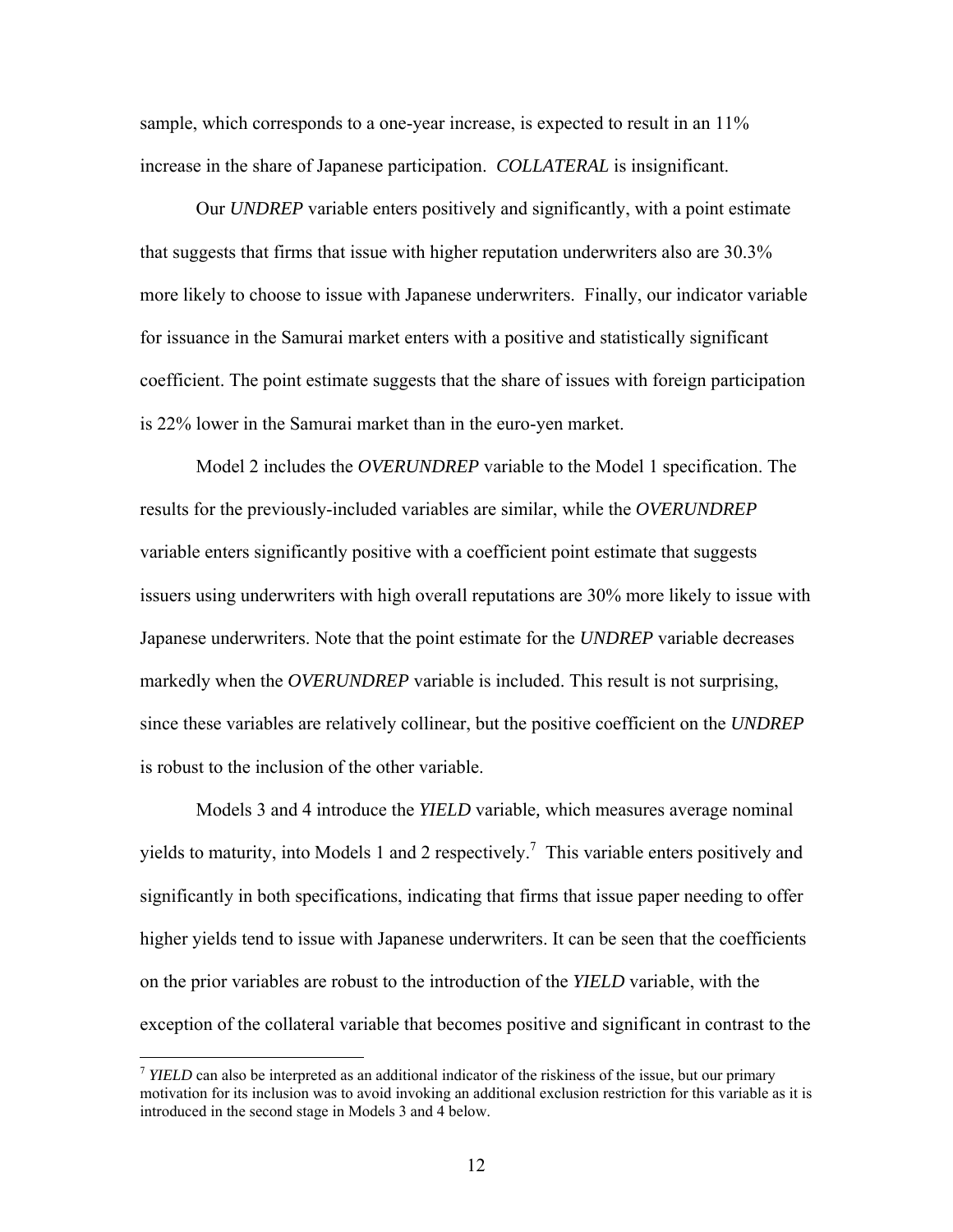sample, which corresponds to a one-year increase, is expected to result in an 11% increase in the share of Japanese participation. *COLLATERAL* is insignificant.

Our *UNDREP* variable enters positively and significantly, with a point estimate that suggests that firms that issue with higher reputation underwriters also are 30.3% more likely to choose to issue with Japanese underwriters. Finally, our indicator variable for issuance in the Samurai market enters with a positive and statistically significant coefficient. The point estimate suggests that the share of issues with foreign participation is 22% lower in the Samurai market than in the euro-yen market.

Model 2 includes the *OVERUNDREP* variable to the Model 1 specification. The results for the previously-included variables are similar, while the *OVERUNDREP* variable enters significantly positive with a coefficient point estimate that suggests issuers using underwriters with high overall reputations are 30% more likely to issue with Japanese underwriters. Note that the point estimate for the *UNDREP* variable decreases markedly when the *OVERUNDREP* variable is included. This result is not surprising, since these variables are relatively collinear, but the positive coefficient on the *UNDREP* is robust to the inclusion of the other variable.

Models 3 and 4 introduce the *YIELD* variable, which measures average nominal yields to maturity, into Models 1 and 2 respectively.[7] This variable enters positively and significantly in both specifications, indicating that firms that issue paper needing to offer higher yields tend to issue with Japanese underwriters. It can be seen that the coefficients on the prior variables are robust to the introduction of the *YIELD* variable, with the exception of the collateral variable that becomes positive and significant in contrast to the

[7] *YIELD* can also be interpreted as an additional indicator of the riskiness of the issue, but our primary motivation for its inclusion was to avoid invoking an additional exclusion restriction for this variable as it is introduced in the second stage in Models 3 and 4 below.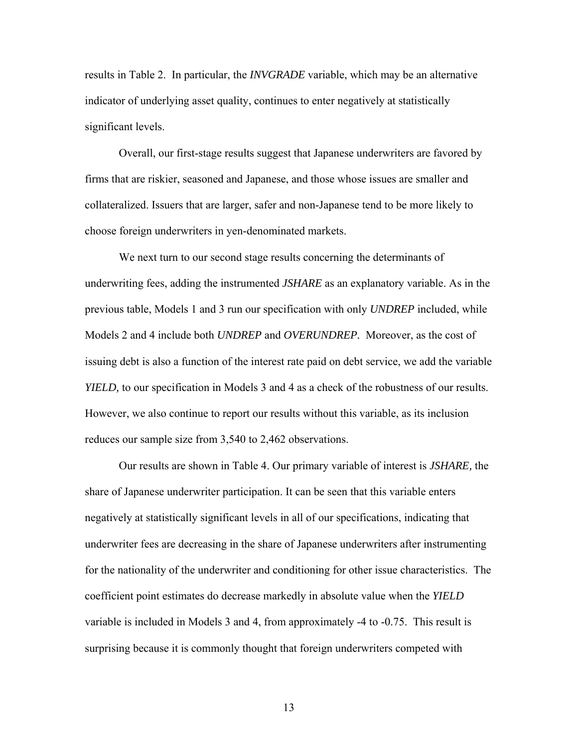results in Table 2. In particular, the *INVGRADE* variable, which may be an alternative indicator of underlying asset quality, continues to enter negatively at statistically significant levels.

Overall, our first-stage results suggest that Japanese underwriters are favored by firms that are riskier, seasoned and Japanese, and those whose issues are smaller and collateralized. Issuers that are larger, safer and non-Japanese tend to be more likely to choose foreign underwriters in yen-denominated markets.

We next turn to our second stage results concerning the determinants of underwriting fees, adding the instrumented *JSHARE* as an explanatory variable. As in the previous table, Models 1 and 3 run our specification with only *UNDREP* included, while Models 2 and 4 include both *UNDREP* and *OVERUNDREP*. Moreover, as the cost of issuing debt is also a function of the interest rate paid on debt service, we add the variable *YIELD*, to our specification in Models 3 and 4 as a check of the robustness of our results. However, we also continue to report our results without this variable, as its inclusion reduces our sample size from 3,540 to 2,462 observations.

Our results are shown in Table 4. Our primary variable of interest is *JSHARE*, the share of Japanese underwriter participation. It can be seen that this variable enters negatively at statistically significant levels in all of our specifications, indicating that underwriter fees are decreasing in the share of Japanese underwriters after instrumenting for the nationality of the underwriter and conditioning for other issue characteristics. The coefficient point estimates do decrease markedly in absolute value when the *YIELD* variable is included in Models 3 and 4, from approximately -4 to -0.75. This result is surprising because it is commonly thought that foreign underwriters competed with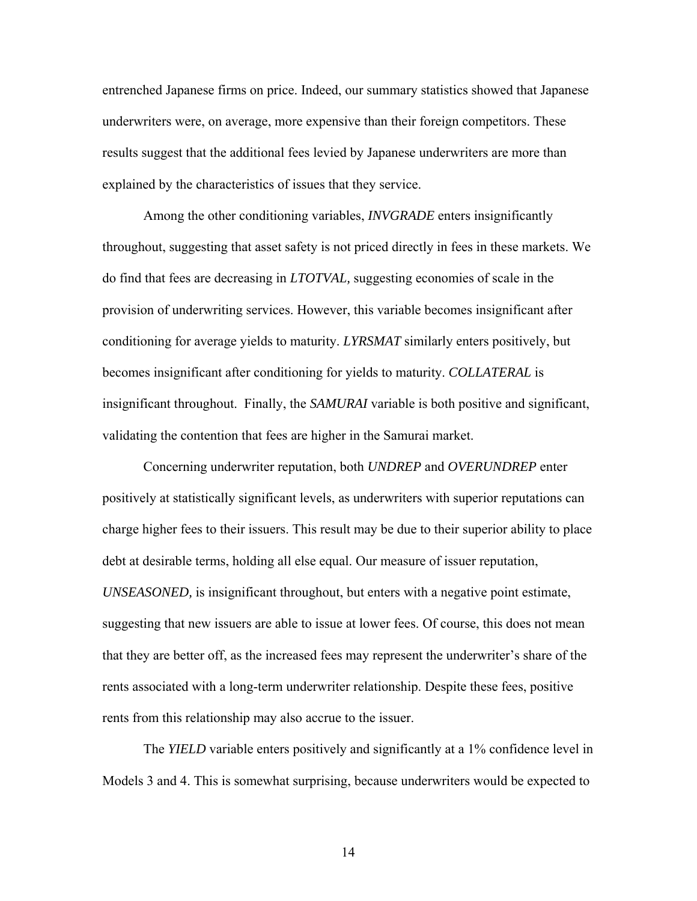entrenched Japanese firms on price. Indeed, our summary statistics showed that Japanese underwriters were, on average, more expensive than their foreign competitors. These results suggest that the additional fees levied by Japanese underwriters are more than explained by the characteristics of issues that they service.

Among the other conditioning variables, *INVGRADE* enters insignificantly throughout, suggesting that asset safety is not priced directly in fees in these markets. We do find that fees are decreasing in *LTOTVAL,* suggesting economies of scale in the provision of underwriting services. However, this variable becomes insignificant after conditioning for average yields to maturity. *LYRSMAT* similarly enters positively, but becomes insignificant after conditioning for yields to maturity. *COLLATERAL* is insignificant throughout. Finally, the *SAMURAI* variable is both positive and significant, validating the contention that fees are higher in the Samurai market.

Concerning underwriter reputation, both *UNDREP* and *OVERUNDREP* enter positively at statistically significant levels, as underwriters with superior reputations can charge higher fees to their issuers. This result may be due to their superior ability to place debt at desirable terms, holding all else equal. Our measure of issuer reputation, *UNSEASONED,* is insignificant throughout, but enters with a negative point estimate, suggesting that new issuers are able to issue at lower fees. Of course, this does not mean that they are better off, as the increased fees may represent the underwriter's share of the rents associated with a long-term underwriter relationship. Despite these fees, positive rents from this relationship may also accrue to the issuer.

The *YIELD* variable enters positively and significantly at a 1% confidence level in Models 3 and 4. This is somewhat surprising, because underwriters would be expected to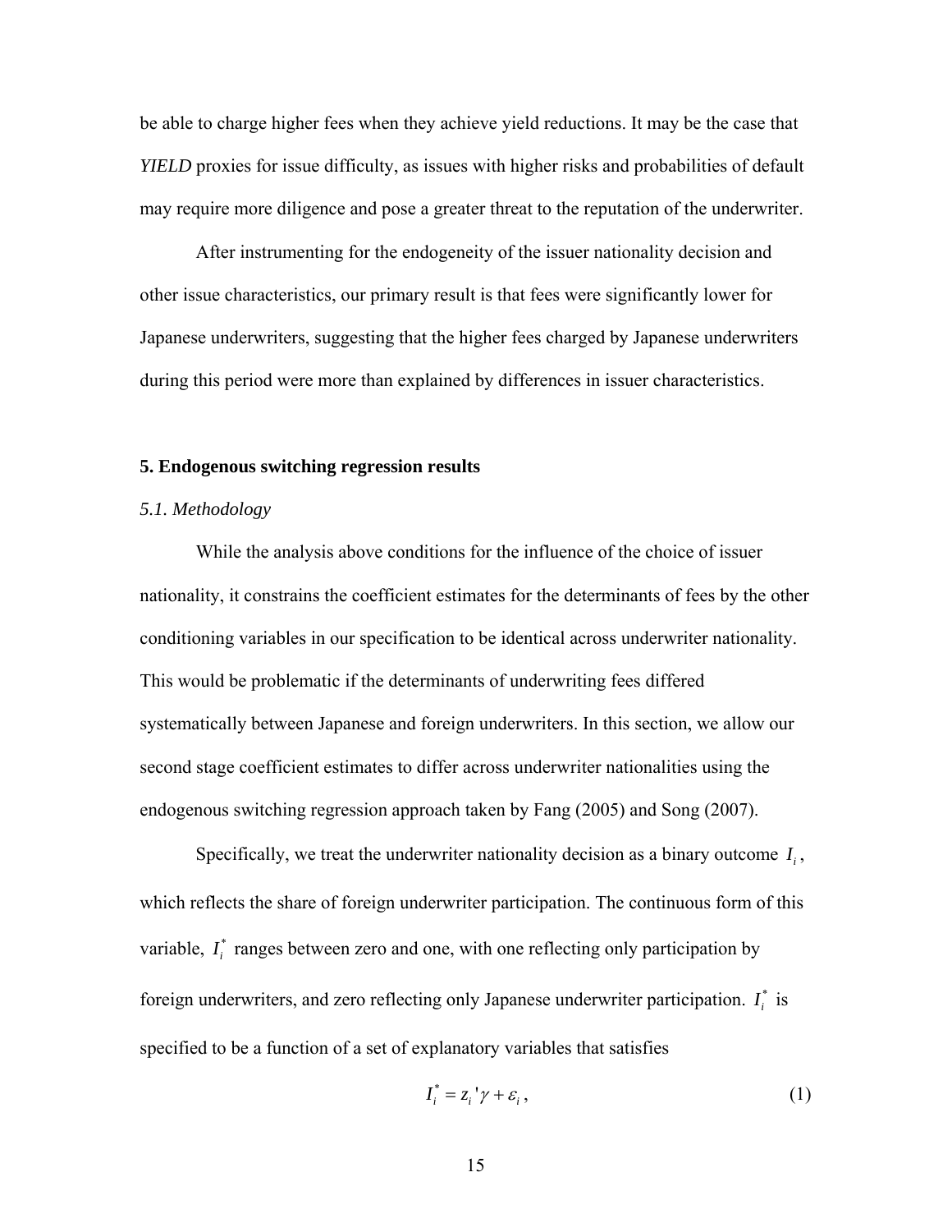be able to charge higher fees when they achieve yield reductions. It may be the case that *YIELD* proxies for issue difficulty, as issues with higher risks and probabilities of default may require more diligence and pose a greater threat to the reputation of the underwriter.

After instrumenting for the endogeneity of the issuer nationality decision and other issue characteristics, our primary result is that fees were significantly lower for Japanese underwriters, suggesting that the higher fees charged by Japanese underwriters during this period were more than explained by differences in issuer characteristics.

## 5. Endogenous switching regression results

### *5.1. Methodology*

While the analysis above conditions for the influence of the choice of issuer nationality, it constrains the coefficient estimates for the determinants of fees by the other conditioning variables in our specification to be identical across underwriter nationality. This would be problematic if the determinants of underwriting fees differed systematically between Japanese and foreign underwriters. In this section, we allow our second stage coefficient estimates to differ across underwriter nationalities using the endogenous switching regression approach taken by Fang (2005) and Song (2007).

Specifically, we treat the underwriter nationality decision as a binary outcome $I_i$, which reflects the share of foreign underwriter participation. The continuous form of this variable, $I_i^*$ ranges between zero and one, with one reflecting only participation by foreign underwriters, and zero reflecting only Japanese underwriter participation. $I_i^*$ is specified to be a function of a set of explanatory variables that satisfies

$$I_i^* = z_i'\gamma + \varepsilon_i, \tag{1}$$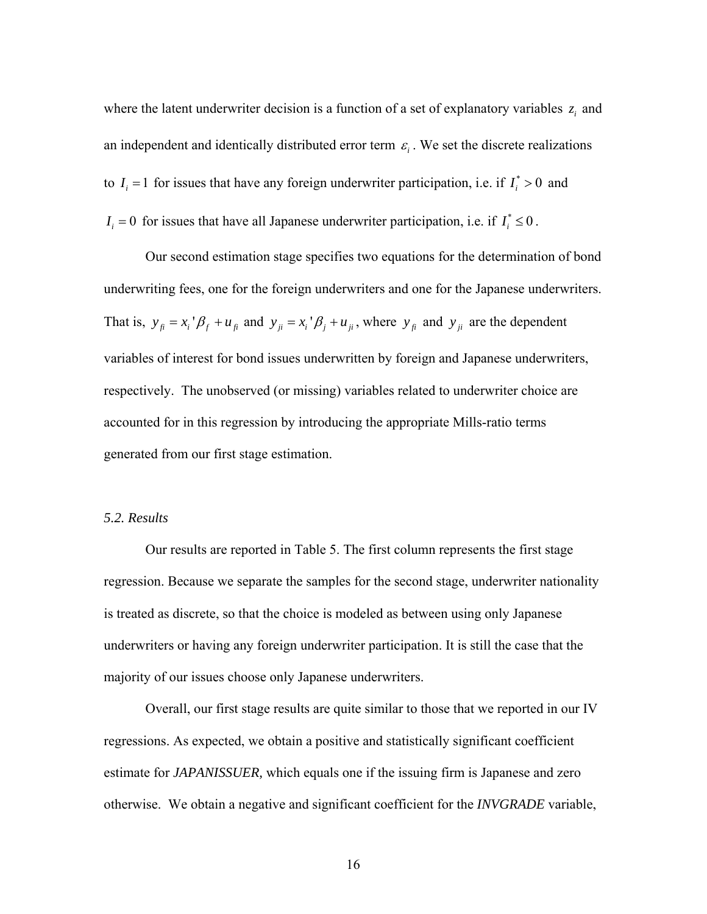where the latent underwriter decision is a function of a set of explanatory variables $z_i$ and an independent and identically distributed error term $\varepsilon_i$. We set the discrete realizations to $I_i = 1$ for issues that have any foreign underwriter participation, i.e. if $I_i^* > 0$ and $I_i = 0$ for issues that have all Japanese underwriter participation, i.e. if $I_i^* \leq 0$.

Our second estimation stage specifies two equations for the determination of bond underwriting fees, one for the foreign underwriters and one for the Japanese underwriters. That is, $y_{fi} = x_i'\beta_f + u_{fi}$ and $y_{ji} = x_i'\beta_j + u_{ji}$, where $y_{fi}$ and $y_{ji}$ are the dependent variables of interest for bond issues underwritten by foreign and Japanese underwriters, respectively. The unobserved (or missing) variables related to underwriter choice are accounted for in this regression by introducing the appropriate Mills-ratio terms generated from our first stage estimation.

### *5.2. Results*

Our results are reported in Table 5. The first column represents the first stage regression. Because we separate the samples for the second stage, underwriter nationality is treated as discrete, so that the choice is modeled as between using only Japanese underwriters or having any foreign underwriter participation. It is still the case that the majority of our issues choose only Japanese underwriters.

Overall, our first stage results are quite similar to those that we reported in our IV regressions. As expected, we obtain a positive and statistically significant coefficient estimate for *JAPANISSUER,* which equals one if the issuing firm is Japanese and zero otherwise. We obtain a negative and significant coefficient for the *INVGRADE* variable,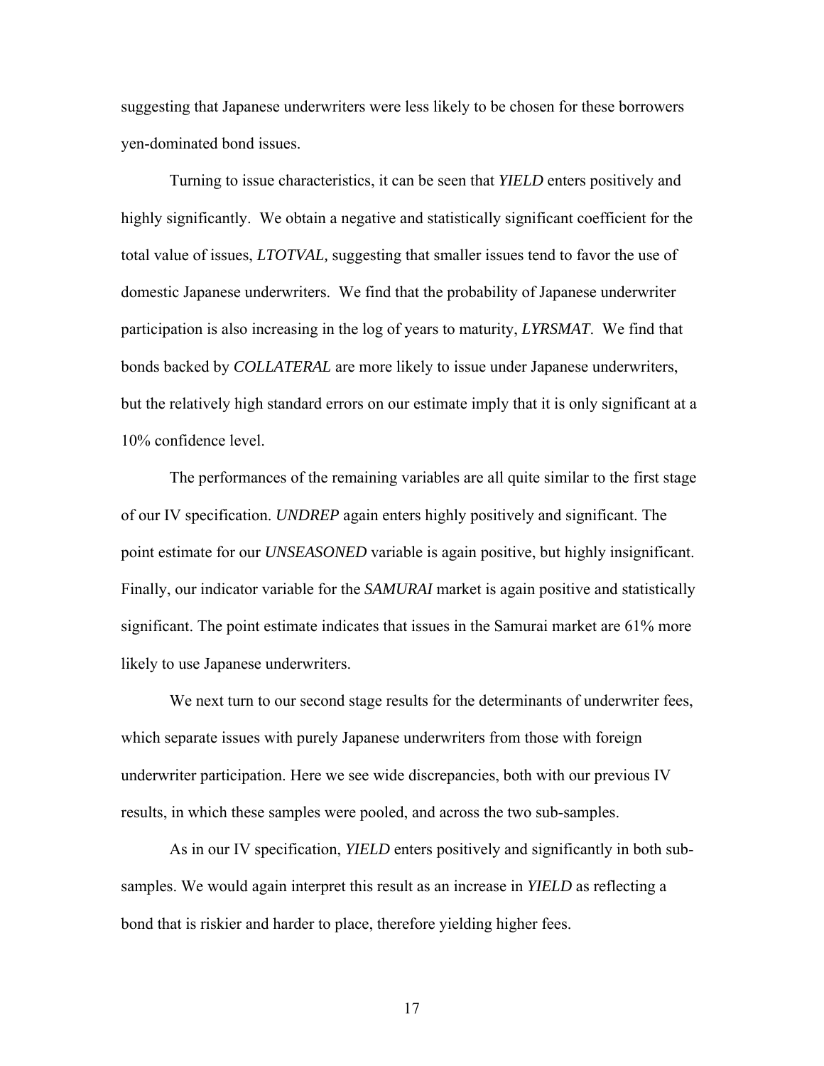suggesting that Japanese underwriters were less likely to be chosen for these borrowers yen-dominated bond issues.

Turning to issue characteristics, it can be seen that *YIELD* enters positively and highly significantly. We obtain a negative and statistically significant coefficient for the total value of issues, *LTOTVAL*, suggesting that smaller issues tend to favor the use of domestic Japanese underwriters. We find that the probability of Japanese underwriter participation is also increasing in the log of years to maturity, *LYRSMAT*. We find that bonds backed by *COLLATERAL* are more likely to issue under Japanese underwriters, but the relatively high standard errors on our estimate imply that it is only significant at a 10% confidence level.

The performances of the remaining variables are all quite similar to the first stage of our IV specification. *UNDREP* again enters highly positively and significant. The point estimate for our *UNSEASONED* variable is again positive, but highly insignificant. Finally, our indicator variable for the *SAMURAI* market is again positive and statistically significant. The point estimate indicates that issues in the Samurai market are 61% more likely to use Japanese underwriters.

We next turn to our second stage results for the determinants of underwriter fees, which separate issues with purely Japanese underwriters from those with foreign underwriter participation. Here we see wide discrepancies, both with our previous IV results, in which these samples were pooled, and across the two sub-samples.

As in our IV specification, *YIELD* enters positively and significantly in both sub-samples. We would again interpret this result as an increase in *YIELD* as reflecting a bond that is riskier and harder to place, therefore yielding higher fees.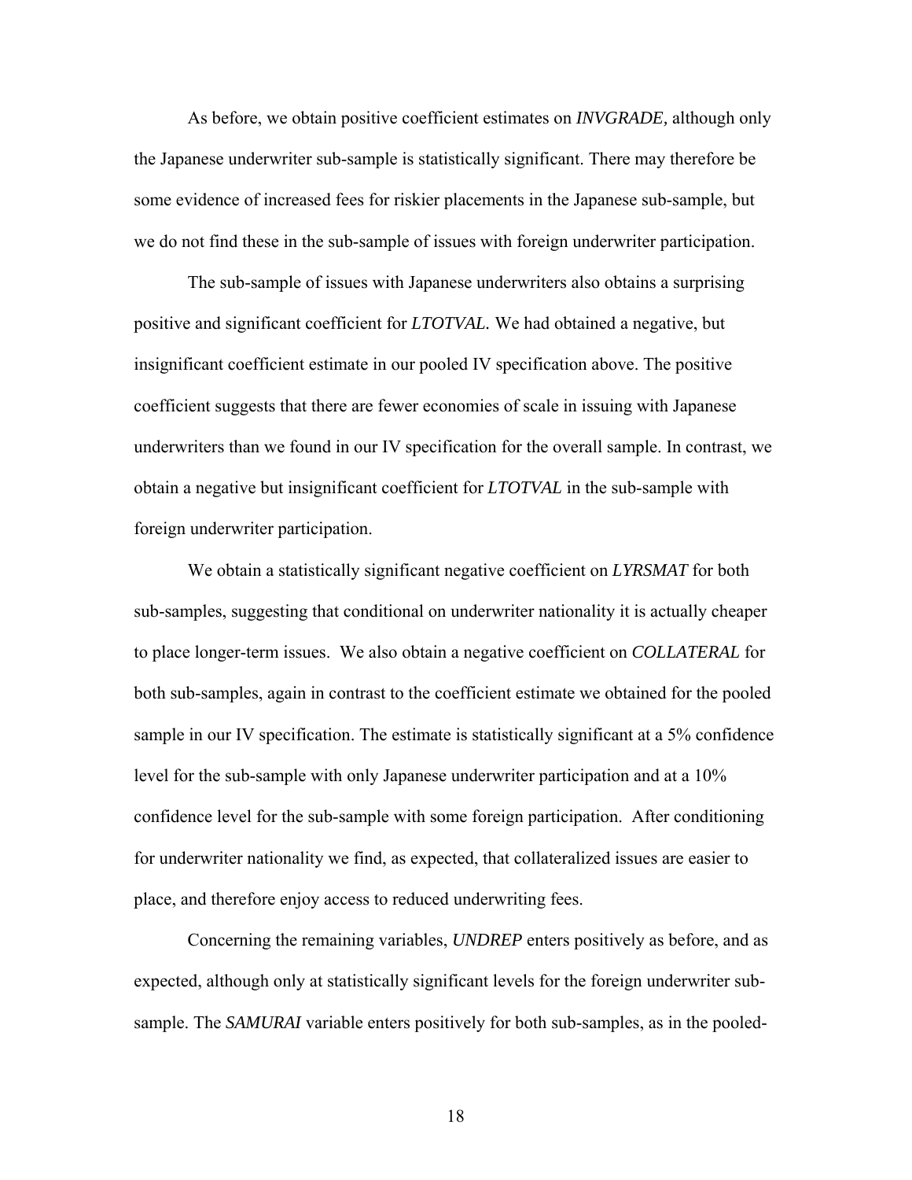As before, we obtain positive coefficient estimates on *INVGRADE,* although only the Japanese underwriter sub-sample is statistically significant. There may therefore be some evidence of increased fees for riskier placements in the Japanese sub-sample, but we do not find these in the sub-sample of issues with foreign underwriter participation.

The sub-sample of issues with Japanese underwriters also obtains a surprising positive and significant coefficient for *LTOTVAL.* We had obtained a negative, but insignificant coefficient estimate in our pooled IV specification above. The positive coefficient suggests that there are fewer economies of scale in issuing with Japanese underwriters than we found in our IV specification for the overall sample. In contrast, we obtain a negative but insignificant coefficient for *LTOTVAL* in the sub-sample with foreign underwriter participation.

We obtain a statistically significant negative coefficient on *LYRSMAT* for both sub-samples, suggesting that conditional on underwriter nationality it is actually cheaper to place longer-term issues. We also obtain a negative coefficient on *COLLATERAL* for both sub-samples, again in contrast to the coefficient estimate we obtained for the pooled sample in our IV specification. The estimate is statistically significant at a 5% confidence level for the sub-sample with only Japanese underwriter participation and at a 10% confidence level for the sub-sample with some foreign participation. After conditioning for underwriter nationality we find, as expected, that collateralized issues are easier to place, and therefore enjoy access to reduced underwriting fees.

Concerning the remaining variables, *UNDREP* enters positively as before, and as expected, although only at statistically significant levels for the foreign underwriter sub-sample. The *SAMURAI* variable enters positively for both sub-samples, as in the pooled-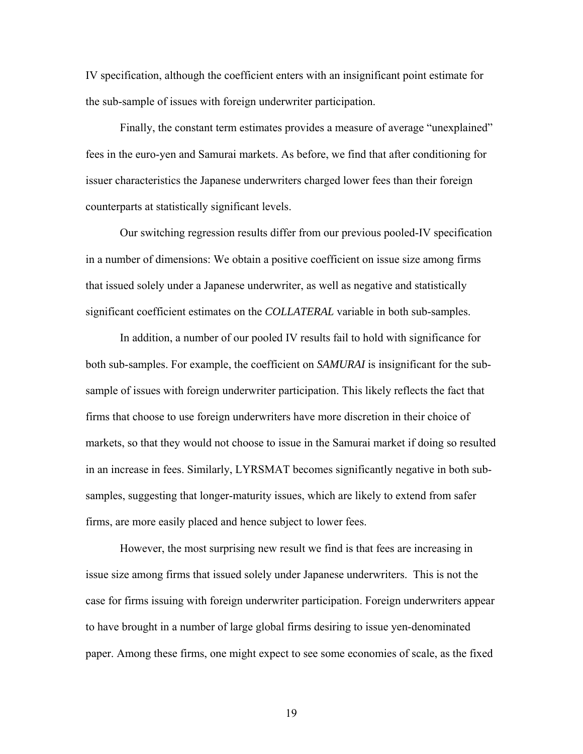IV specification, although the coefficient enters with an insignificant point estimate for the sub-sample of issues with foreign underwriter participation.

Finally, the constant term estimates provides a measure of average "unexplained" fees in the euro-yen and Samurai markets. As before, we find that after conditioning for issuer characteristics the Japanese underwriters charged lower fees than their foreign counterparts at statistically significant levels.

Our switching regression results differ from our previous pooled-IV specification in a number of dimensions: We obtain a positive coefficient on issue size among firms that issued solely under a Japanese underwriter, as well as negative and statistically significant coefficient estimates on the *COLLATERAL* variable in both sub-samples.

In addition, a number of our pooled IV results fail to hold with significance for both sub-samples. For example, the coefficient on *SAMURAI* is insignificant for the sub-sample of issues with foreign underwriter participation. This likely reflects the fact that firms that choose to use foreign underwriters have more discretion in their choice of markets, so that they would not choose to issue in the Samurai market if doing so resulted in an increase in fees. Similarly, LYRSMAT becomes significantly negative in both sub-samples, suggesting that longer-maturity issues, which are likely to extend from safer firms, are more easily placed and hence subject to lower fees.

However, the most surprising new result we find is that fees are increasing in issue size among firms that issued solely under Japanese underwriters. This is not the case for firms issuing with foreign underwriter participation. Foreign underwriters appear to have brought in a number of large global firms desiring to issue yen-denominated paper. Among these firms, one might expect to see some economies of scale, as the fixed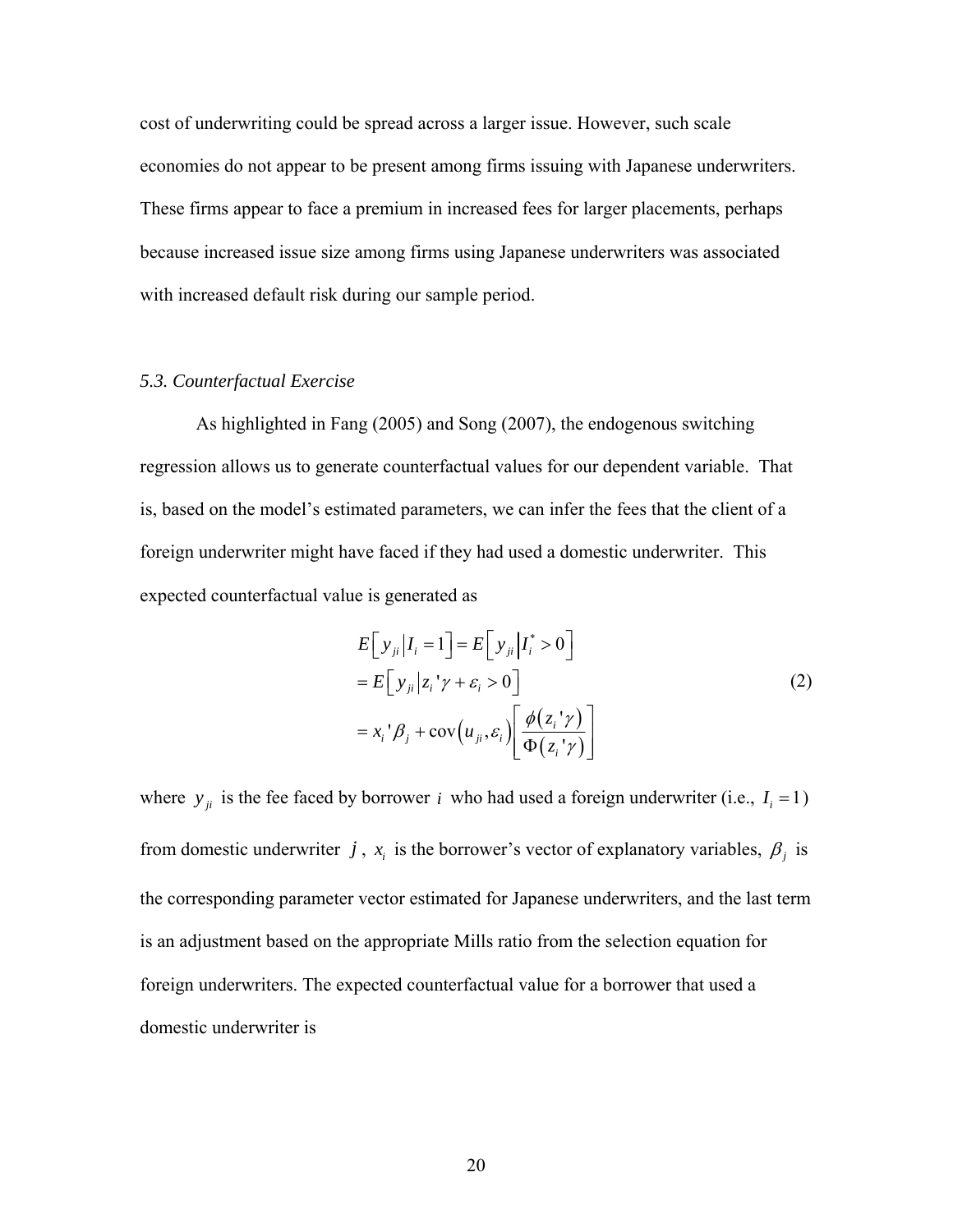cost of underwriting could be spread across a larger issue. However, such scale economies do not appear to be present among firms issuing with Japanese underwriters. These firms appear to face a premium in increased fees for larger placements, perhaps because increased issue size among firms using Japanese underwriters was associated with increased default risk during our sample period.

### *5.3. Counterfactual Exercise*

As highlighted in Fang (2005) and Song (2007), the endogenous switching regression allows us to generate counterfactual values for our dependent variable. That is, based on the model's estimated parameters, we can infer the fees that the client of a foreign underwriter might have faced if they had used a domestic underwriter. This expected counterfactual value is generated as

$$
\begin{aligned}
& E\left[ y_{ji} \middle| I_i = 1 \right] = E\left[ y_{ji} \middle| I_i^* > 0 \right] \\
& = E\left[ y_{ji} \middle| z_i'\gamma + \varepsilon_i > 0 \right] \\
& = x_i'\beta_j + \operatorname{cov}\left(u_{ji}, \varepsilon_i\right)\left[ \frac{\phi\left(z_i'\gamma\right)}{\Phi\left(z_i'\gamma\right)} \right]
\end{aligned}
\tag{2}
$$

where $y_{ji}$ is the fee faced by borrower $i$ who had used a foreign underwriter (i.e., $I_i = 1$) from domestic underwriter $j$, $x_i$ is the borrower's vector of explanatory variables, $\beta_j$ is the corresponding parameter vector estimated for Japanese underwriters, and the last term is an adjustment based on the appropriate Mills ratio from the selection equation for foreign underwriters. The expected counterfactual value for a borrower that used a domestic underwriter is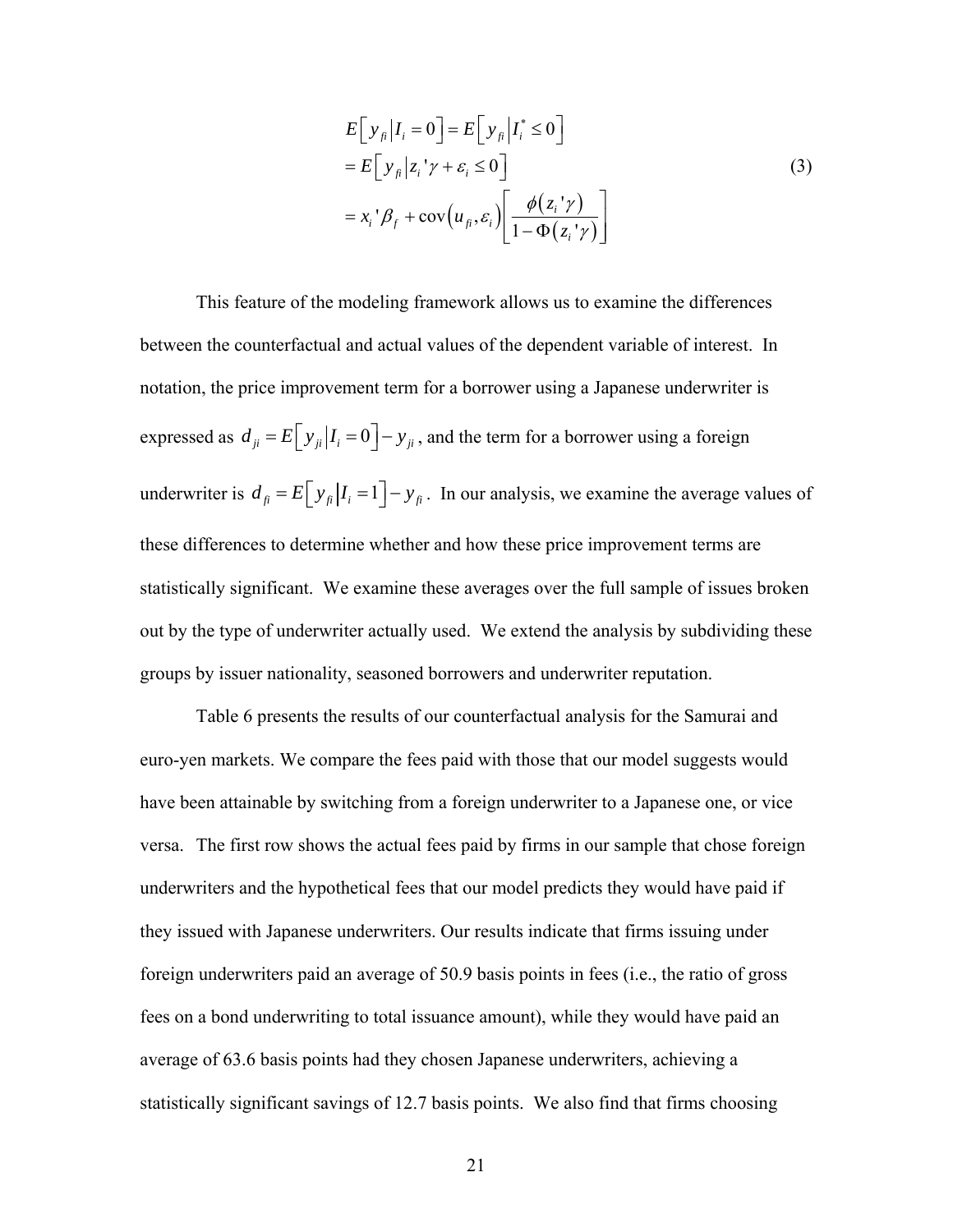$$
\begin{aligned}
E\left[y_{fi} \middle| I_i = 0\right] &= E\left[y_{fi} \middle| I_i^* \le 0\right] \\
&= E\left[y_{fi} \middle| z_i'\gamma + \varepsilon_i \le 0\right] \\
&= x_i'\beta_f + \operatorname{cov}\left(u_{fi}, \varepsilon_i\right)\left[\frac{\phi\left(z_i'\gamma\right)}{1 - \Phi\left(z_i'\gamma\right)}\right]
\end{aligned}
\tag{3}
$$

This feature of the modeling framework allows us to examine the differences between the counterfactual and actual values of the dependent variable of interest. In notation, the price improvement term for a borrower using a Japanese underwriter is expressed as $d_{ji} = E\left[y_{ji} \middle| I_i = 0\right] - y_{ji}$, and the term for a borrower using a foreign underwriter is $d_{fi} = E\left[y_{fi} \middle| I_i = 1\right] - y_{fi}$. In our analysis, we examine the average values of these differences to determine whether and how these price improvement terms are statistically significant. We examine these averages over the full sample of issues broken out by the type of underwriter actually used. We extend the analysis by subdividing these groups by issuer nationality, seasoned borrowers and underwriter reputation.

Table 6 presents the results of our counterfactual analysis for the Samurai and euro-yen markets. We compare the fees paid with those that our model suggests would have been attainable by switching from a foreign underwriter to a Japanese one, or vice versa. The first row shows the actual fees paid by firms in our sample that chose foreign underwriters and the hypothetical fees that our model predicts they would have paid if they issued with Japanese underwriters. Our results indicate that firms issuing under foreign underwriters paid an average of 50.9 basis points in fees (i.e., the ratio of gross fees on a bond underwriting to total issuance amount), while they would have paid an average of 63.6 basis points had they chosen Japanese underwriters, achieving a statistically significant savings of 12.7 basis points. We also find that firms choosing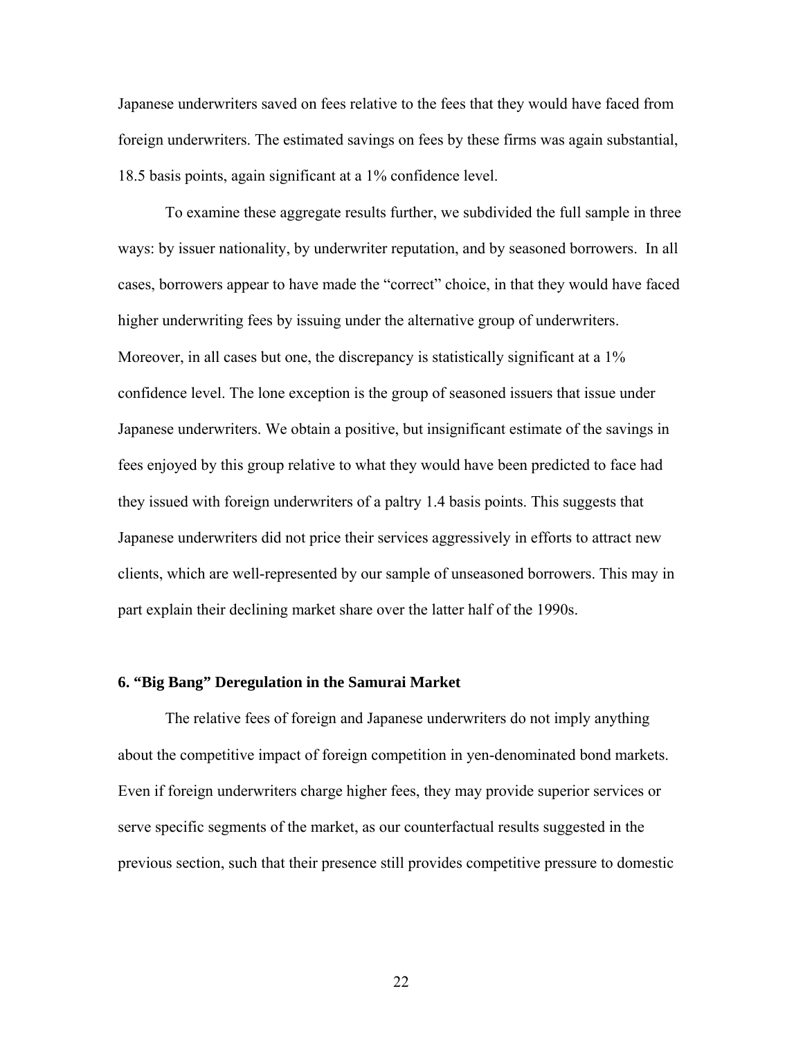Japanese underwriters saved on fees relative to the fees that they would have faced from foreign underwriters. The estimated savings on fees by these firms was again substantial, 18.5 basis points, again significant at a 1% confidence level.

To examine these aggregate results further, we subdivided the full sample in three ways: by issuer nationality, by underwriter reputation, and by seasoned borrowers. In all cases, borrowers appear to have made the "correct" choice, in that they would have faced higher underwriting fees by issuing under the alternative group of underwriters. Moreover, in all cases but one, the discrepancy is statistically significant at a 1% confidence level. The lone exception is the group of seasoned issuers that issue under Japanese underwriters. We obtain a positive, but insignificant estimate of the savings in fees enjoyed by this group relative to what they would have been predicted to face had they issued with foreign underwriters of a paltry 1.4 basis points. This suggests that Japanese underwriters did not price their services aggressively in efforts to attract new clients, which are well-represented by our sample of unseasoned borrowers. This may in part explain their declining market share over the latter half of the 1990s.

## 6. "Big Bang" Deregulation in the Samurai Market

The relative fees of foreign and Japanese underwriters do not imply anything about the competitive impact of foreign competition in yen-denominated bond markets. Even if foreign underwriters charge higher fees, they may provide superior services or serve specific segments of the market, as our counterfactual results suggested in the previous section, such that their presence still provides competitive pressure to domestic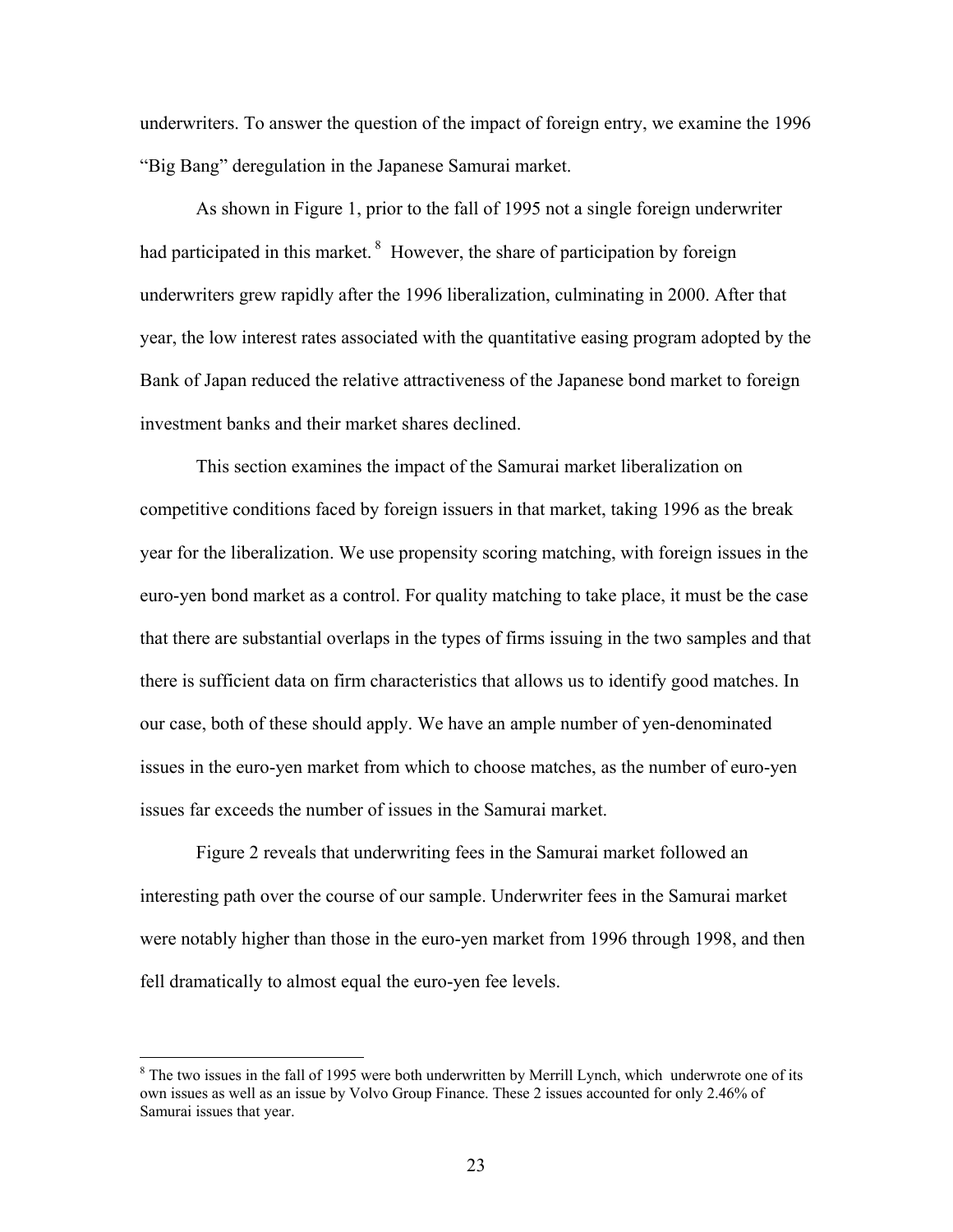underwriters. To answer the question of the impact of foreign entry, we examine the 1996 "Big Bang" deregulation in the Japanese Samurai market.

As shown in Figure 1, prior to the fall of 1995 not a single foreign underwriter had participated in this market. [8] However, the share of participation by foreign underwriters grew rapidly after the 1996 liberalization, culminating in 2000. After that year, the low interest rates associated with the quantitative easing program adopted by the Bank of Japan reduced the relative attractiveness of the Japanese bond market to foreign investment banks and their market shares declined.

This section examines the impact of the Samurai market liberalization on competitive conditions faced by foreign issuers in that market, taking 1996 as the break year for the liberalization. We use propensity scoring matching, with foreign issues in the euro-yen bond market as a control. For quality matching to take place, it must be the case that there are substantial overlaps in the types of firms issuing in the two samples and that there is sufficient data on firm characteristics that allows us to identify good matches. In our case, both of these should apply. We have an ample number of yen-denominated issues in the euro-yen market from which to choose matches, as the number of euro-yen issues far exceeds the number of issues in the Samurai market.

Figure 2 reveals that underwriting fees in the Samurai market followed an interesting path over the course of our sample. Underwriter fees in the Samurai market were notably higher than those in the euro-yen market from 1996 through 1998, and then fell dramatically to almost equal the euro-yen fee levels.

---

[8] The two issues in the fall of 1995 were both underwritten by Merrill Lynch, which underwrote one of its own issues as well as an issue by Volvo Group Finance. These 2 issues accounted for only 2.46% of Samurai issues that year.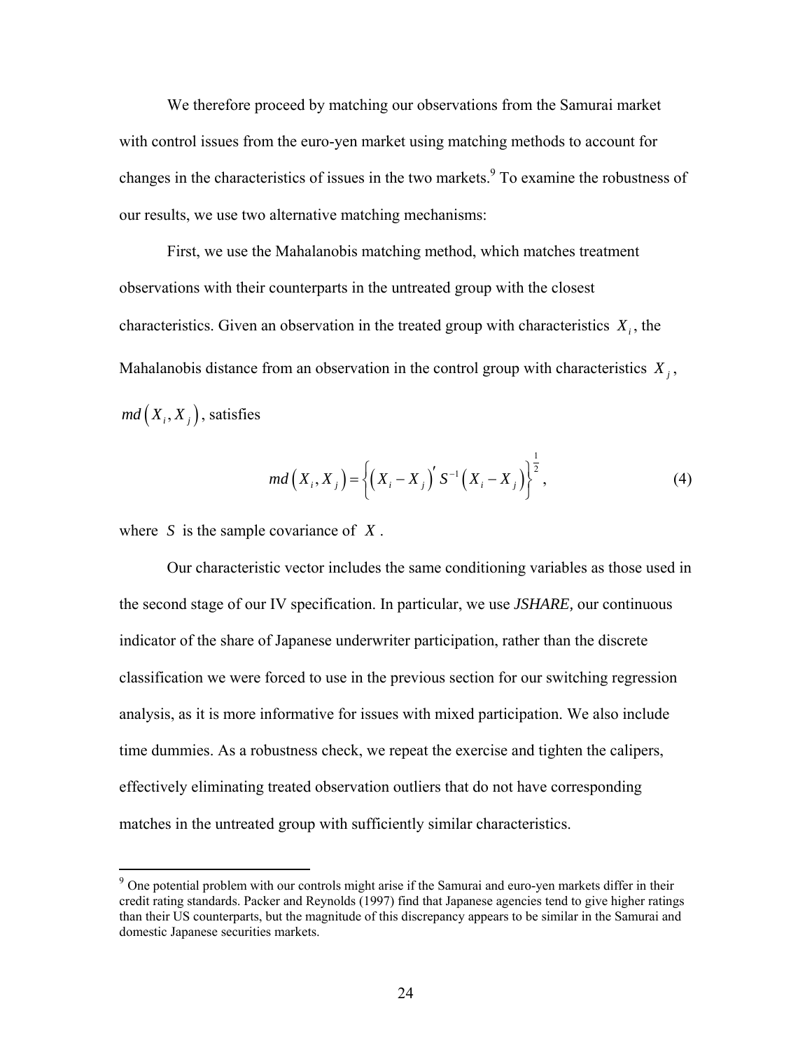We therefore proceed by matching our observations from the Samurai market with control issues from the euro-yen market using matching methods to account for changes in the characteristics of issues in the two markets.[9] To examine the robustness of our results, we use two alternative matching mechanisms:

First, we use the Mahalanobis matching method, which matches treatment observations with their counterparts in the untreated group with the closest characteristics. Given an observation in the treated group with characteristics $X_i$, the Mahalanobis distance from an observation in the control group with characteristics $X_j$, $md\left(X_i, X_j\right)$, satisfies

$$md\left(X_i, X_j\right) = \left\{\left(X_i - X_j\right)' S^{-1}\left(X_i - X_j\right)\right\}^{\frac{1}{2}}, \tag{4}$$

where $S$ is the sample covariance of $X$.

Our characteristic vector includes the same conditioning variables as those used in the second stage of our IV specification. In particular, we use *JSHARE,* our continuous indicator of the share of Japanese underwriter participation, rather than the discrete classification we were forced to use in the previous section for our switching regression analysis, as it is more informative for issues with mixed participation. We also include time dummies. As a robustness check, we repeat the exercise and tighten the calipers, effectively eliminating treated observation outliers that do not have corresponding matches in the untreated group with sufficiently similar characteristics.

[9] One potential problem with our controls might arise if the Samurai and euro-yen markets differ in their credit rating standards. Packer and Reynolds (1997) find that Japanese agencies tend to give higher ratings than their US counterparts, but the magnitude of this discrepancy appears to be similar in the Samurai and domestic Japanese securities markets.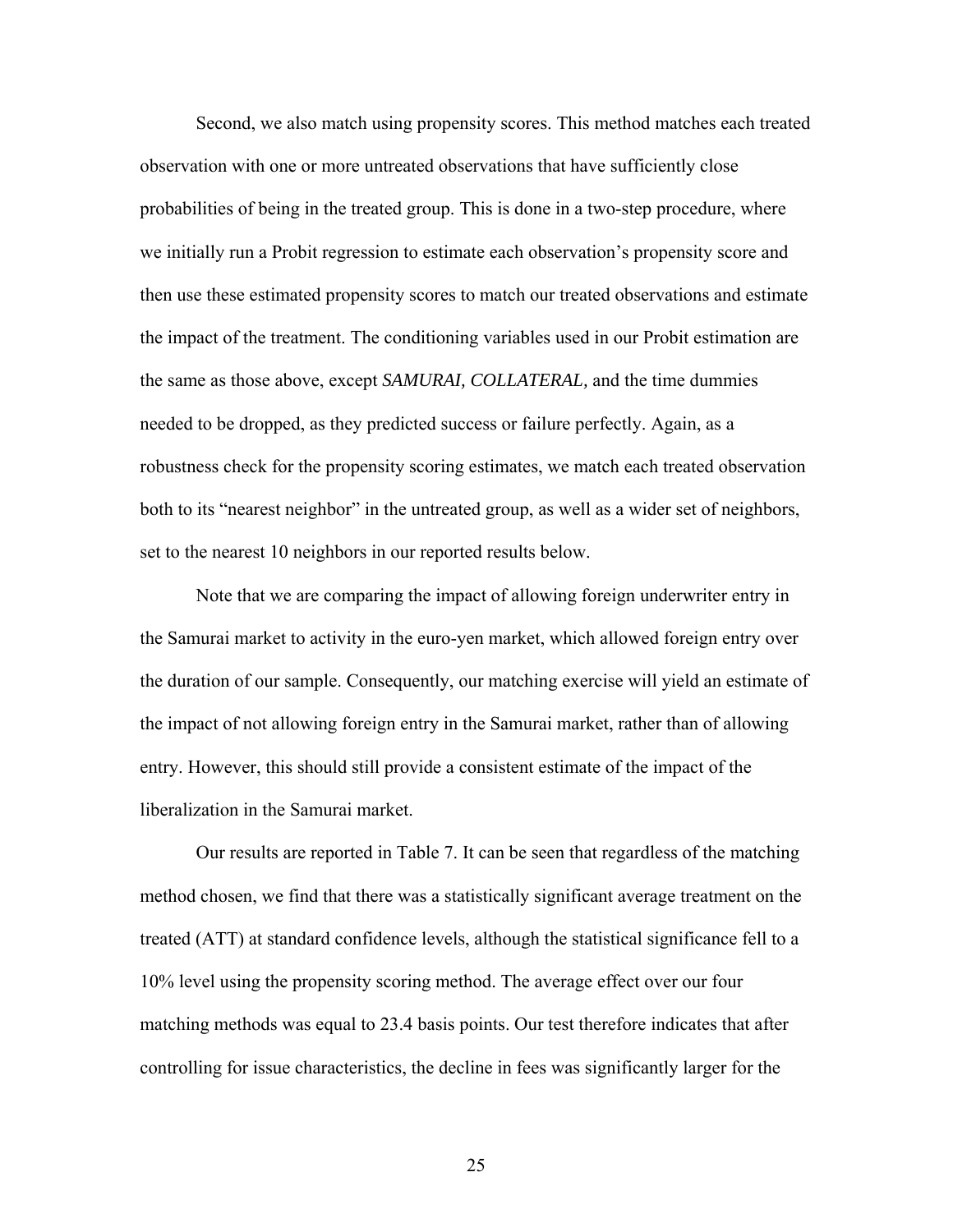Second, we also match using propensity scores. This method matches each treated observation with one or more untreated observations that have sufficiently close probabilities of being in the treated group. This is done in a two-step procedure, where we initially run a Probit regression to estimate each observation's propensity score and then use these estimated propensity scores to match our treated observations and estimate the impact of the treatment. The conditioning variables used in our Probit estimation are the same as those above, except *SAMURAI, COLLATERAL,* and the time dummies needed to be dropped, as they predicted success or failure perfectly. Again, as a robustness check for the propensity scoring estimates, we match each treated observation both to its "nearest neighbor" in the untreated group, as well as a wider set of neighbors, set to the nearest 10 neighbors in our reported results below.

Note that we are comparing the impact of allowing foreign underwriter entry in the Samurai market to activity in the euro-yen market, which allowed foreign entry over the duration of our sample. Consequently, our matching exercise will yield an estimate of the impact of not allowing foreign entry in the Samurai market, rather than of allowing entry. However, this should still provide a consistent estimate of the impact of the liberalization in the Samurai market.

Our results are reported in Table 7. It can be seen that regardless of the matching method chosen, we find that there was a statistically significant average treatment on the treated (ATT) at standard confidence levels, although the statistical significance fell to a 10% level using the propensity scoring method. The average effect over our four matching methods was equal to 23.4 basis points. Our test therefore indicates that after controlling for issue characteristics, the decline in fees was significantly larger for the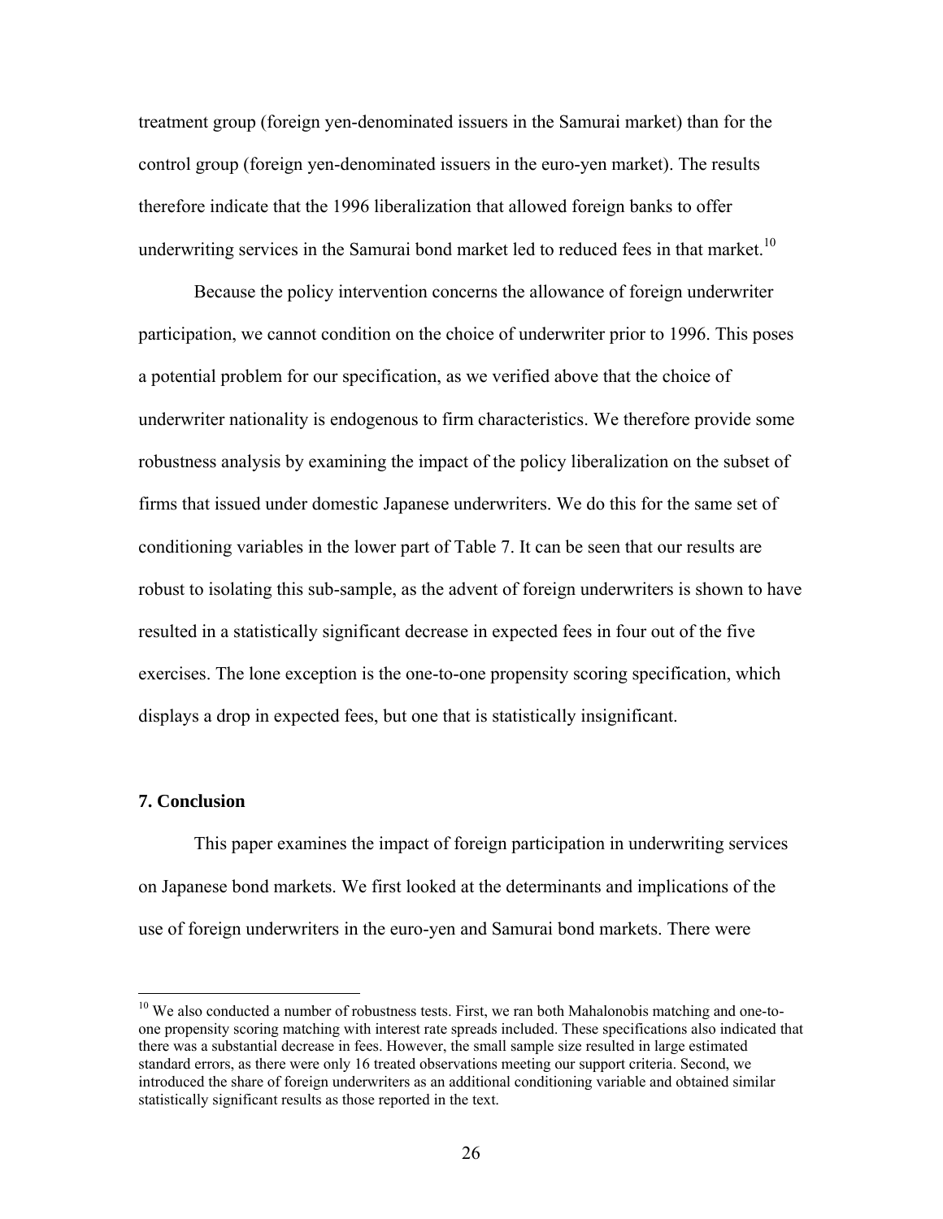treatment group (foreign yen-denominated issuers in the Samurai market) than for the control group (foreign yen-denominated issuers in the euro-yen market). The results therefore indicate that the 1996 liberalization that allowed foreign banks to offer underwriting services in the Samurai bond market led to reduced fees in that market.[10]

Because the policy intervention concerns the allowance of foreign underwriter participation, we cannot condition on the choice of underwriter prior to 1996. This poses a potential problem for our specification, as we verified above that the choice of underwriter nationality is endogenous to firm characteristics. We therefore provide some robustness analysis by examining the impact of the policy liberalization on the subset of firms that issued under domestic Japanese underwriters. We do this for the same set of conditioning variables in the lower part of Table 7. It can be seen that our results are robust to isolating this sub-sample, as the advent of foreign underwriters is shown to have resulted in a statistically significant decrease in expected fees in four out of the five exercises. The lone exception is the one-to-one propensity scoring specification, which displays a drop in expected fees, but one that is statistically insignificant.

## 7. Conclusion

This paper examines the impact of foreign participation in underwriting services on Japanese bond markets. We first looked at the determinants and implications of the use of foreign underwriters in the euro-yen and Samurai bond markets. There were

[10] We also conducted a number of robustness tests. First, we ran both Mahalonobis matching and one-to-one propensity scoring matching with interest rate spreads included. These specifications also indicated that there was a substantial decrease in fees. However, the small sample size resulted in large estimated standard errors, as there were only 16 treated observations meeting our support criteria. Second, we introduced the share of foreign underwriters as an additional conditioning variable and obtained similar statistically significant results as those reported in the text.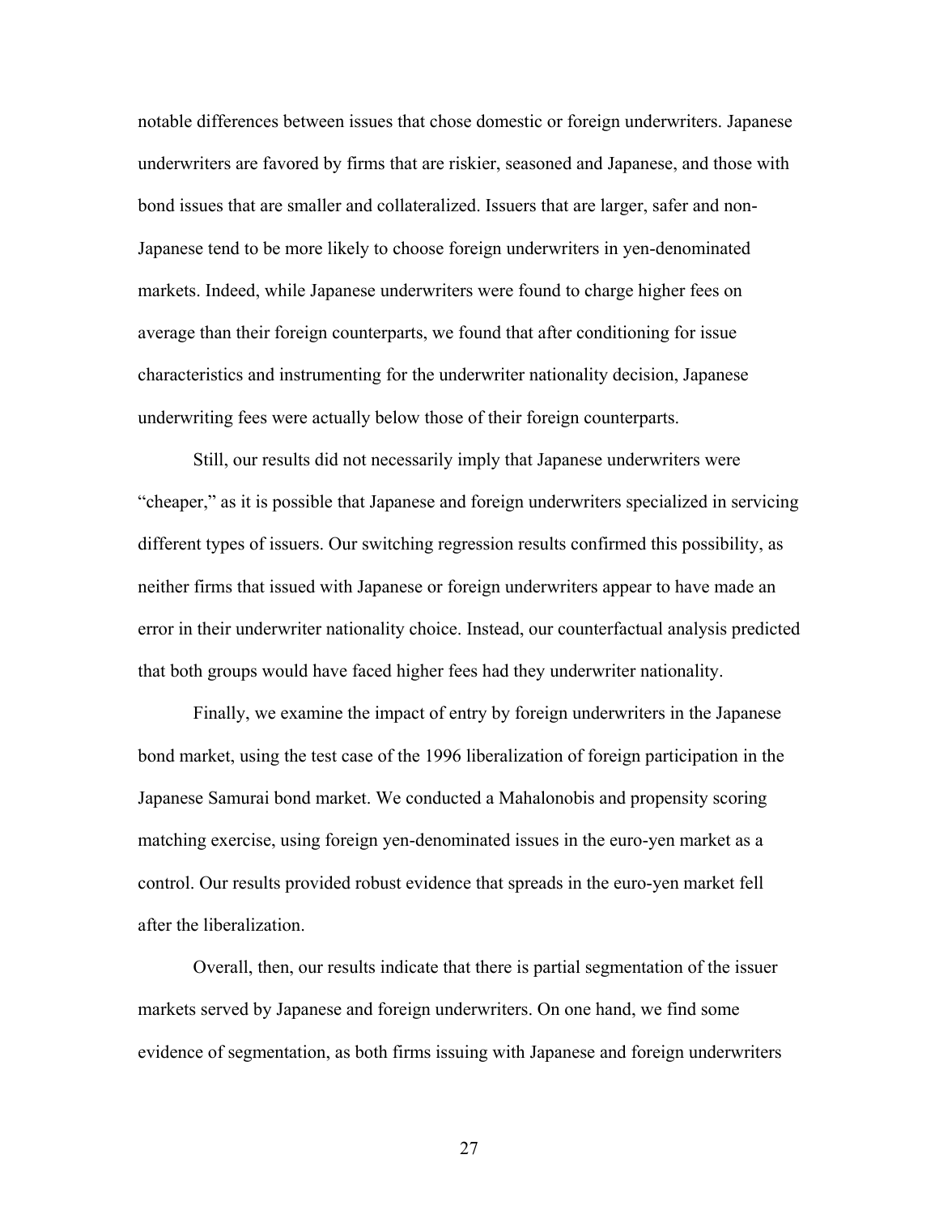notable differences between issues that chose domestic or foreign underwriters. Japanese underwriters are favored by firms that are riskier, seasoned and Japanese, and those with bond issues that are smaller and collateralized. Issuers that are larger, safer and non-Japanese tend to be more likely to choose foreign underwriters in yen-denominated markets. Indeed, while Japanese underwriters were found to charge higher fees on average than their foreign counterparts, we found that after conditioning for issue characteristics and instrumenting for the underwriter nationality decision, Japanese underwriting fees were actually below those of their foreign counterparts.

Still, our results did not necessarily imply that Japanese underwriters were "cheaper," as it is possible that Japanese and foreign underwriters specialized in servicing different types of issuers. Our switching regression results confirmed this possibility, as neither firms that issued with Japanese or foreign underwriters appear to have made an error in their underwriter nationality choice. Instead, our counterfactual analysis predicted that both groups would have faced higher fees had they underwriter nationality.

Finally, we examine the impact of entry by foreign underwriters in the Japanese bond market, using the test case of the 1996 liberalization of foreign participation in the Japanese Samurai bond market. We conducted a Mahalonobis and propensity scoring matching exercise, using foreign yen-denominated issues in the euro-yen market as a control. Our results provided robust evidence that spreads in the euro-yen market fell after the liberalization.

Overall, then, our results indicate that there is partial segmentation of the issuer markets served by Japanese and foreign underwriters. On one hand, we find some evidence of segmentation, as both firms issuing with Japanese and foreign underwriters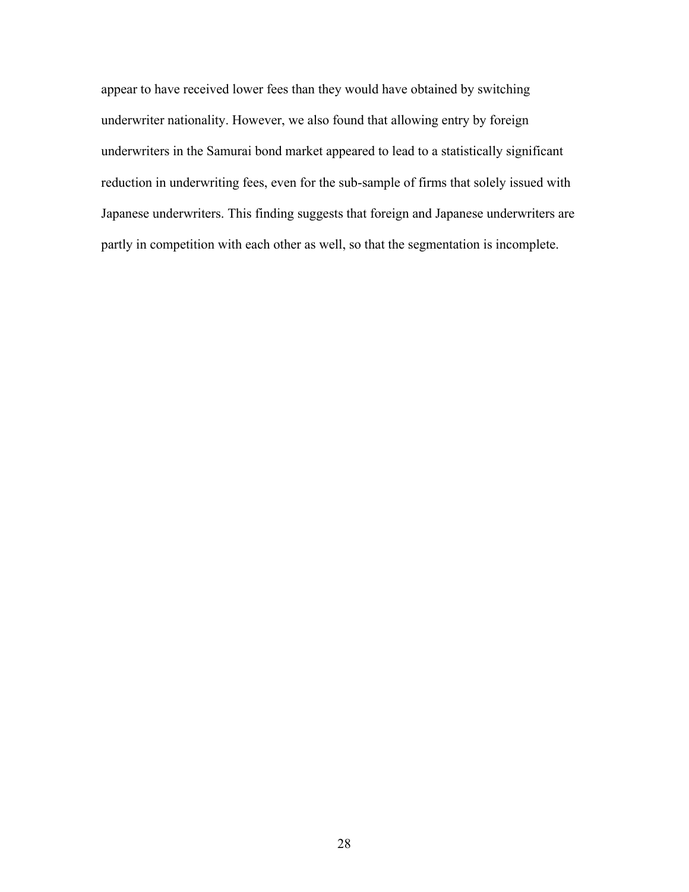appear to have received lower fees than they would have obtained by switching underwriter nationality. However, we also found that allowing entry by foreign underwriters in the Samurai bond market appeared to lead to a statistically significant reduction in underwriting fees, even for the sub-sample of firms that solely issued with Japanese underwriters. This finding suggests that foreign and Japanese underwriters are partly in competition with each other as well, so that the segmentation is incomplete.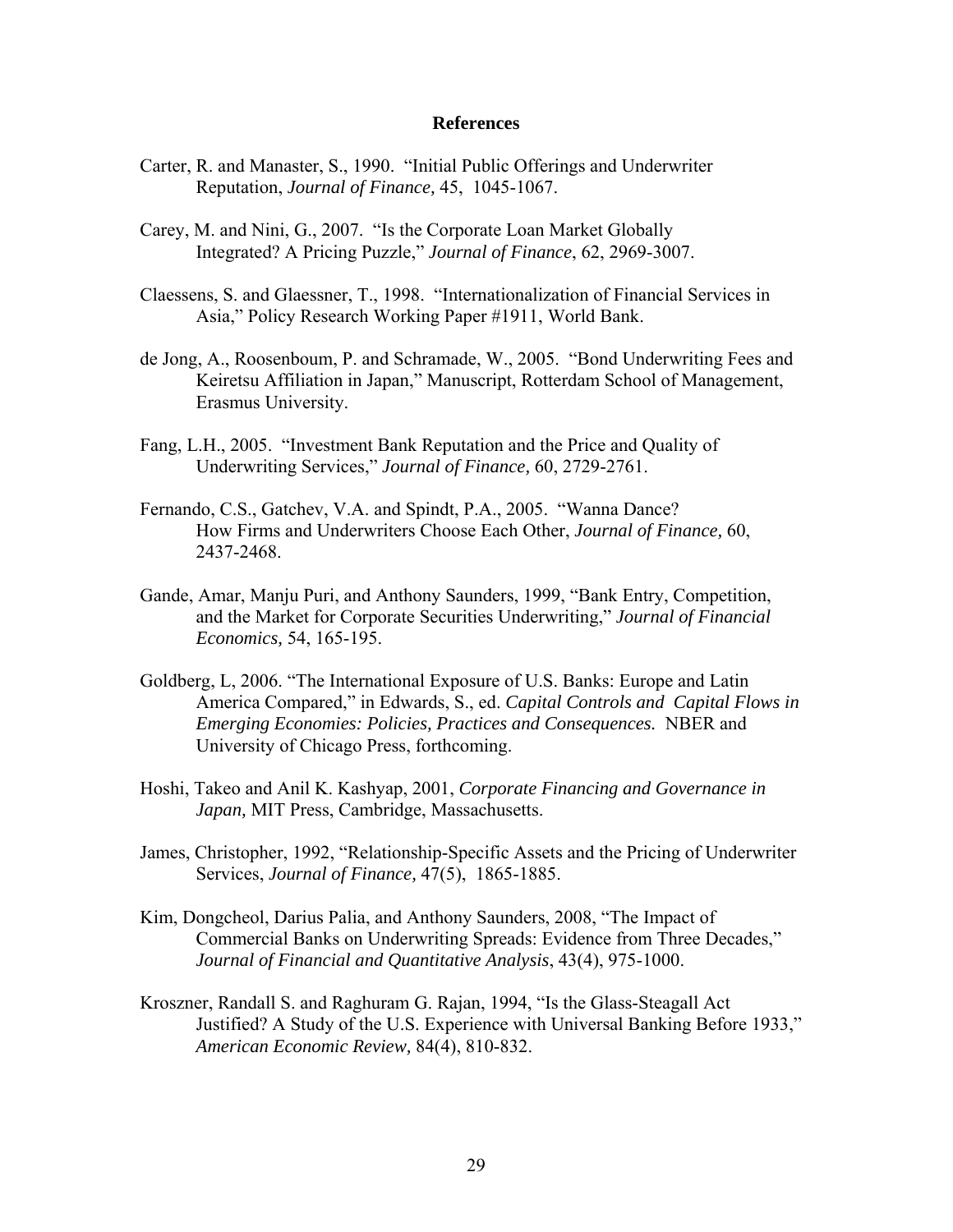## References

Carter, R. and Manaster, S., 1990. "Initial Public Offerings and Underwriter Reputation, *Journal of Finance,* 45, 1045-1067.

Carey, M. and Nini, G., 2007. "Is the Corporate Loan Market Globally Integrated? A Pricing Puzzle," *Journal of Finance*, 62, 2969-3007.

Claessens, S. and Glaessner, T., 1998. "Internationalization of Financial Services in Asia," Policy Research Working Paper #1911, World Bank.

de Jong, A., Roosenboum, P. and Schramade, W., 2005. "Bond Underwriting Fees and Keiretsu Affiliation in Japan," Manuscript, Rotterdam School of Management, Erasmus University.

Fang, L.H., 2005. "Investment Bank Reputation and the Price and Quality of Underwriting Services," *Journal of Finance,* 60, 2729-2761.

Fernando, C.S., Gatchev, V.A. and Spindt, P.A., 2005. "Wanna Dance? How Firms and Underwriters Choose Each Other, *Journal of Finance,* 60, 2437-2468.

Gande, Amar, Manju Puri, and Anthony Saunders, 1999, "Bank Entry, Competition, and the Market for Corporate Securities Underwriting," *Journal of Financial Economics,* 54, 165-195.

Goldberg, L, 2006. "The International Exposure of U.S. Banks: Europe and Latin America Compared," in Edwards, S., ed. *Capital Controls and Capital Flows in Emerging Economies: Policies, Practices and Consequences.* NBER and University of Chicago Press, forthcoming.

Hoshi, Takeo and Anil K. Kashyap, 2001, *Corporate Financing and Governance in Japan,* MIT Press, Cambridge, Massachusetts.

James, Christopher, 1992, "Relationship-Specific Assets and the Pricing of Underwriter Services, *Journal of Finance,* 47(5), 1865-1885.

Kim, Dongcheol, Darius Palia, and Anthony Saunders, 2008, "The Impact of Commercial Banks on Underwriting Spreads: Evidence from Three Decades," *Journal of Financial and Quantitative Analysis*, 43(4), 975-1000.

Kroszner, Randall S. and Raghuram G. Rajan, 1994, "Is the Glass-Steagall Act Justified? A Study of the U.S. Experience with Universal Banking Before 1933," *American Economic Review,* 84(4), 810-832.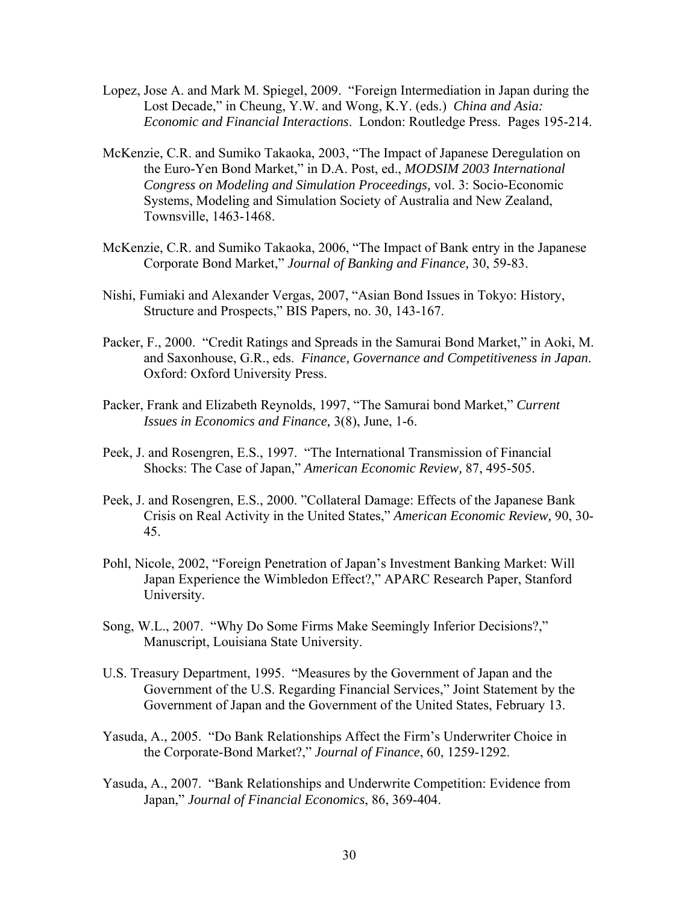Lopez, Jose A. and Mark M. Spiegel, 2009. "Foreign Intermediation in Japan during the Lost Decade," in Cheung, Y.W. and Wong, K.Y. (eds.) *China and Asia: Economic and Financial Interactions*. London: Routledge Press. Pages 195-214.

McKenzie, C.R. and Sumiko Takaoka, 2003, "The Impact of Japanese Deregulation on the Euro-Yen Bond Market," in D.A. Post, ed., *MODSIM 2003 International Congress on Modeling and Simulation Proceedings,* vol. 3: Socio-Economic Systems, Modeling and Simulation Society of Australia and New Zealand, Townsville, 1463-1468.

McKenzie, C.R. and Sumiko Takaoka, 2006, "The Impact of Bank entry in the Japanese Corporate Bond Market," *Journal of Banking and Finance,* 30, 59-83.

Nishi, Fumiaki and Alexander Vergas, 2007, "Asian Bond Issues in Tokyo: History, Structure and Prospects," BIS Papers, no. 30, 143-167.

Packer, F., 2000. "Credit Ratings and Spreads in the Samurai Bond Market," in Aoki, M. and Saxonhouse, G.R., eds. *Finance, Governance and Competitiveness in Japan*. Oxford: Oxford University Press.

Packer, Frank and Elizabeth Reynolds, 1997, "The Samurai bond Market," *Current Issues in Economics and Finance,* 3(8), June, 1-6.

Peek, J. and Rosengren, E.S., 1997. "The International Transmission of Financial Shocks: The Case of Japan," *American Economic Review,* 87, 495-505.

Peek, J. and Rosengren, E.S., 2000. "Collateral Damage: Effects of the Japanese Bank Crisis on Real Activity in the United States," *American Economic Review,* 90, 30-45.

Pohl, Nicole, 2002, "Foreign Penetration of Japan's Investment Banking Market: Will Japan Experience the Wimbledon Effect?," APARC Research Paper, Stanford University.

Song, W.L., 2007. "Why Do Some Firms Make Seemingly Inferior Decisions?," Manuscript, Louisiana State University.

U.S. Treasury Department, 1995. "Measures by the Government of Japan and the Government of the U.S. Regarding Financial Services," Joint Statement by the Government of Japan and the Government of the United States, February 13.

Yasuda, A., 2005. "Do Bank Relationships Affect the Firm's Underwriter Choice in the Corporate-Bond Market?," *Journal of Finance*, 60, 1259-1292.

Yasuda, A., 2007. "Bank Relationships and Underwrite Competition: Evidence from Japan," *Journal of Financial Economics*, 86, 369-404.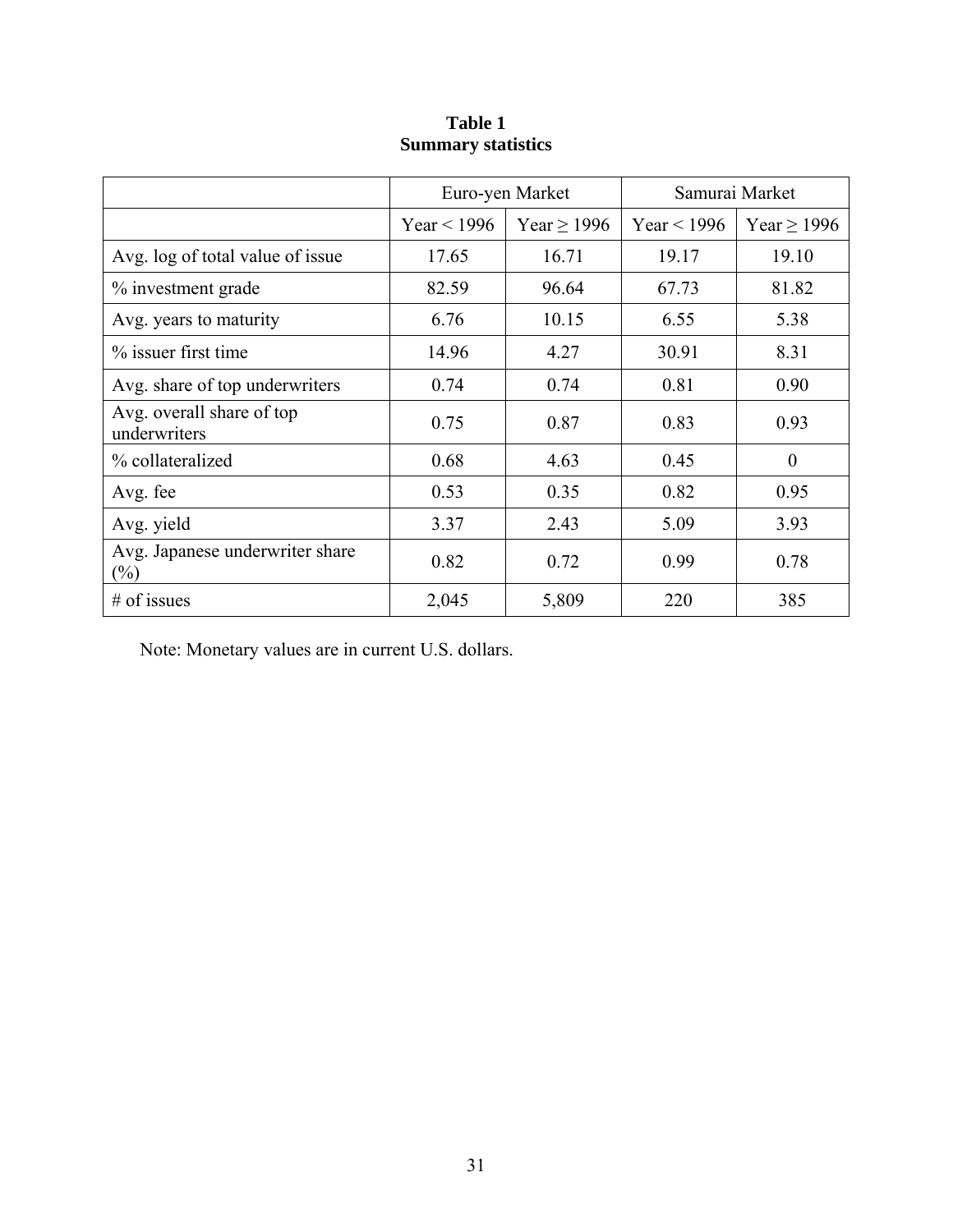**Table 1**
**Summary statistics**

| | Euro-yen Market | | Samurai Market | |
|---|---|---|---|---|
| | Year < 1996 | Year ≥ 1996 | Year < 1996 | Year ≥ 1996 |
| Avg. log of total value of issue | 17.65 | 16.71 | 19.17 | 19.10 |
| % investment grade | 82.59 | 96.64 | 67.73 | 81.82 |
| Avg. years to maturity | 6.76 | 10.15 | 6.55 | 5.38 |
| % issuer first time | 14.96 | 4.27 | 30.91 | 8.31 |
| Avg. share of top underwriters | 0.74 | 0.74 | 0.81 | 0.90 |
| Avg. overall share of top underwriters | 0.75 | 0.87 | 0.83 | 0.93 |
| % collateralized | 0.68 | 4.63 | 0.45 | 0 |
| Avg. fee | 0.53 | 0.35 | 0.82 | 0.95 |
| Avg. yield | 3.37 | 2.43 | 5.09 | 3.93 |
| Avg. Japanese underwriter share (%) | 0.82 | 0.72 | 0.99 | 0.78 |
| # of issues | 2,045 | 5,809 | 220 | 385 |

Note: Monetary values are in current U.S. dollars.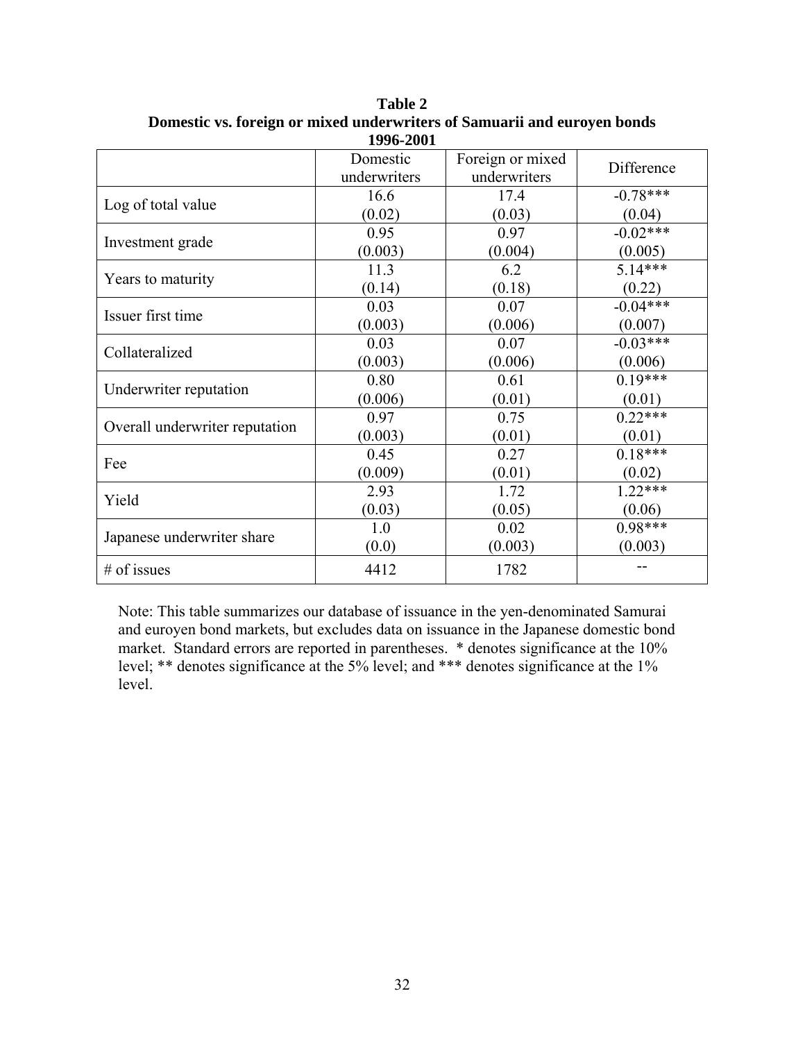**Table 2**
**Domestic vs. foreign or mixed underwriters of Samuarii and euroyen bonds**
**1996-2001**

| | Domestic underwriters | Foreign or mixed underwriters | Difference |
|---|---|---|---|
| Log of total value | 16.6<br>(0.02) | 17.4<br>(0.03) | -0.78***<br>(0.04) |
| Investment grade | 0.95<br>(0.003) | 0.97<br>(0.004) | -0.02***<br>(0.005) |
| Years to maturity | 11.3<br>(0.14) | 6.2<br>(0.18) | 5.14***<br>(0.22) |
| Issuer first time | 0.03<br>(0.003) | 0.07<br>(0.006) | -0.04***<br>(0.007) |
| Collateralized | 0.03<br>(0.003) | 0.07<br>(0.006) | -0.03***<br>(0.006) |
| Underwriter reputation | 0.80<br>(0.006) | 0.61<br>(0.01) | 0.19***<br>(0.01) |
| Overall underwriter reputation | 0.97<br>(0.003) | 0.75<br>(0.01) | 0.22***<br>(0.01) |
| Fee | 0.45<br>(0.009) | 0.27<br>(0.01) | 0.18***<br>(0.02) |
| Yield | 2.93<br>(0.03) | 1.72<br>(0.05) | 1.22***<br>(0.06) |
| Japanese underwriter share | 1.0<br>(0.0) | 0.02<br>(0.003) | 0.98***<br>(0.003) |
| # of issues | 4412 | 1782 | -- |

Note: This table summarizes our database of issuance in the yen-denominated Samurai and euroyen bond markets, but excludes data on issuance in the Japanese domestic bond market. Standard errors are reported in parentheses. * denotes significance at the 10% level; ** denotes significance at the 5% level; and *** denotes significance at the 1% level.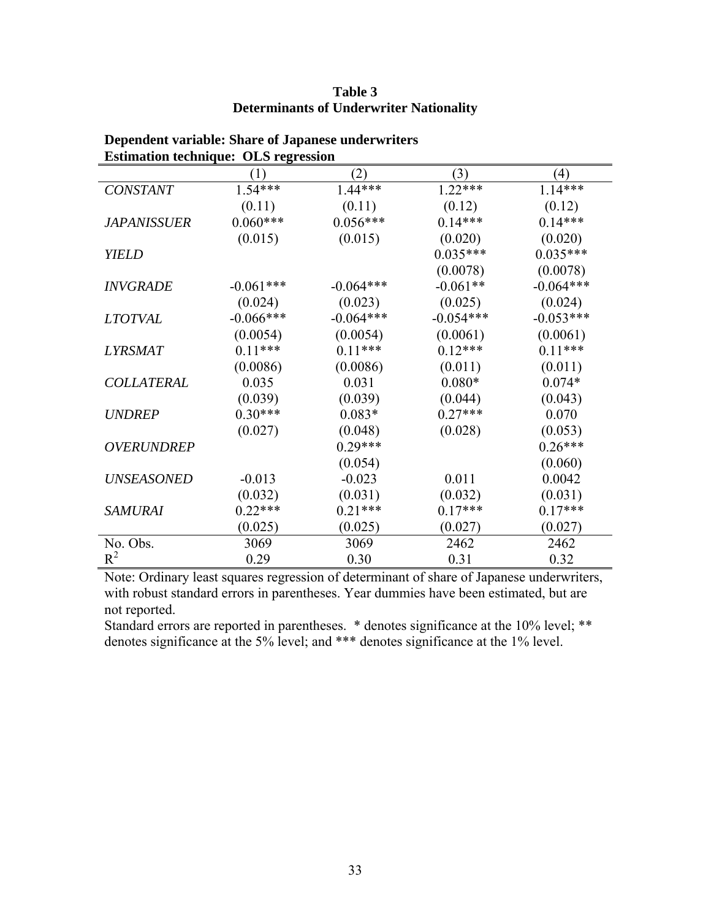**Table 3**
**Determinants of Underwriter Nationality**

**Dependent variable: Share of Japanese underwriters**
**Estimation technique: OLS regression**

| | (1) | (2) | (3) | (4) |
|---|---|---|---|---|
| *CONSTANT* | 1.54*** | 1.44*** | 1.22*** | 1.14*** |
| | (0.11) | (0.11) | (0.12) | (0.12) |
| *JAPANISSUER* | 0.060*** | 0.056*** | 0.14*** | 0.14*** |
| | (0.015) | (0.015) | (0.020) | (0.020) |
| *YIELD* | | | 0.035*** | 0.035*** |
| | | | (0.0078) | (0.0078) |
| *INVGRADE* | -0.061*** | -0.064*** | -0.061** | -0.064*** |
| | (0.024) | (0.023) | (0.025) | (0.024) |
| *LTOTVAL* | -0.066*** | -0.064*** | -0.054*** | -0.053*** |
| | (0.0054) | (0.0054) | (0.0061) | (0.0061) |
| *LYRSMAT* | 0.11*** | 0.11*** | 0.12*** | 0.11*** |
| | (0.0086) | (0.0086) | (0.011) | (0.011) |
| *COLLATERAL* | 0.035 | 0.031 | 0.080* | 0.074* |
| | (0.039) | (0.039) | (0.044) | (0.043) |
| *UNDREP* | 0.30*** | 0.083* | 0.27*** | 0.070 |
| | (0.027) | (0.048) | (0.028) | (0.053) |
| *OVERUNDREP* | | 0.29*** | | 0.26*** |
| | | (0.054) | | (0.060) |
| *UNSEASONED* | -0.013 | -0.023 | 0.011 | 0.0042 |
| | (0.032) | (0.031) | (0.032) | (0.031) |
| *SAMURAI* | 0.22*** | 0.21*** | 0.17*** | 0.17*** |
| | (0.025) | (0.025) | (0.027) | (0.027) |
| No. Obs. | 3069 | 3069 | 2462 | 2462 |
| $R^2$ | 0.29 | 0.30 | 0.31 | 0.32 |

Note: Ordinary least squares regression of determinant of share of Japanese underwriters, with robust standard errors in parentheses. Year dummies have been estimated, but are not reported.

Standard errors are reported in parentheses. * denotes significance at the 10% level; ** denotes significance at the 5% level; and *** denotes significance at the 1% level.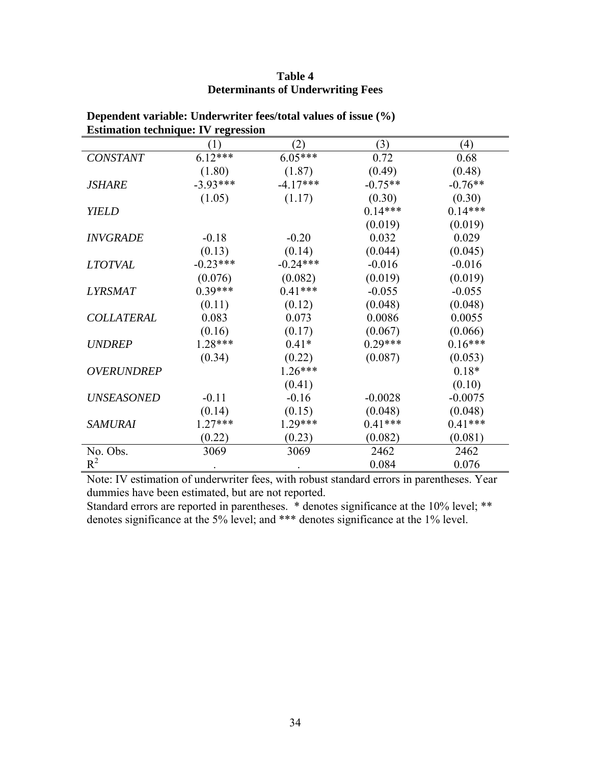**Table 4**
**Determinants of Underwriting Fees**

**Dependent variable: Underwriter fees/total values of issue (%)**
**Estimation technique: IV regression**

| | (1) | (2) | (3) | (4) |
|---|---|---|---|---|
| *CONSTANT* | 6.12*** | 6.05*** | 0.72 | 0.68 |
| | (1.80) | (1.87) | (0.49) | (0.48) |
| *JSHARE* | -3.93*** | -4.17*** | -0.75** | -0.76** |
| | (1.05) | (1.17) | (0.30) | (0.30) |
| *YIELD* | | | 0.14*** | 0.14*** |
| | | | (0.019) | (0.019) |
| *INVGRADE* | -0.18 | -0.20 | 0.032 | 0.029 |
| | (0.13) | (0.14) | (0.044) | (0.045) |
| *LTOTVAL* | -0.23*** | -0.24*** | -0.016 | -0.016 |
| | (0.076) | (0.082) | (0.019) | (0.019) |
| *LYRSMAT* | 0.39*** | 0.41*** | -0.055 | -0.055 |
| | (0.11) | (0.12) | (0.048) | (0.048) |
| *COLLATERAL* | 0.083 | 0.073 | 0.0086 | 0.0055 |
| | (0.16) | (0.17) | (0.067) | (0.066) |
| *UNDREP* | 1.28*** | 0.41* | 0.29*** | 0.16*** |
| | (0.34) | (0.22) | (0.087) | (0.053) |
| *OVERUNDREP* | | 1.26*** | | 0.18* |
| | | (0.41) | | (0.10) |
| *UNSEASONED* | -0.11 | -0.16 | -0.0028 | -0.0075 |
| | (0.14) | (0.15) | (0.048) | (0.048) |
| *SAMURAI* | 1.27*** | 1.29*** | 0.41*** | 0.41*** |
| | (0.22) | (0.23) | (0.082) | (0.081) |
| No. Obs. | 3069 | 3069 | 2462 | 2462 |
| $R^2$ | . | . | 0.084 | 0.076 |

Note: IV estimation of underwriter fees, with robust standard errors in parentheses. Year dummies have been estimated, but are not reported.
Standard errors are reported in parentheses. * denotes significance at the 10% level; ** denotes significance at the 5% level; and *** denotes significance at the 1% level.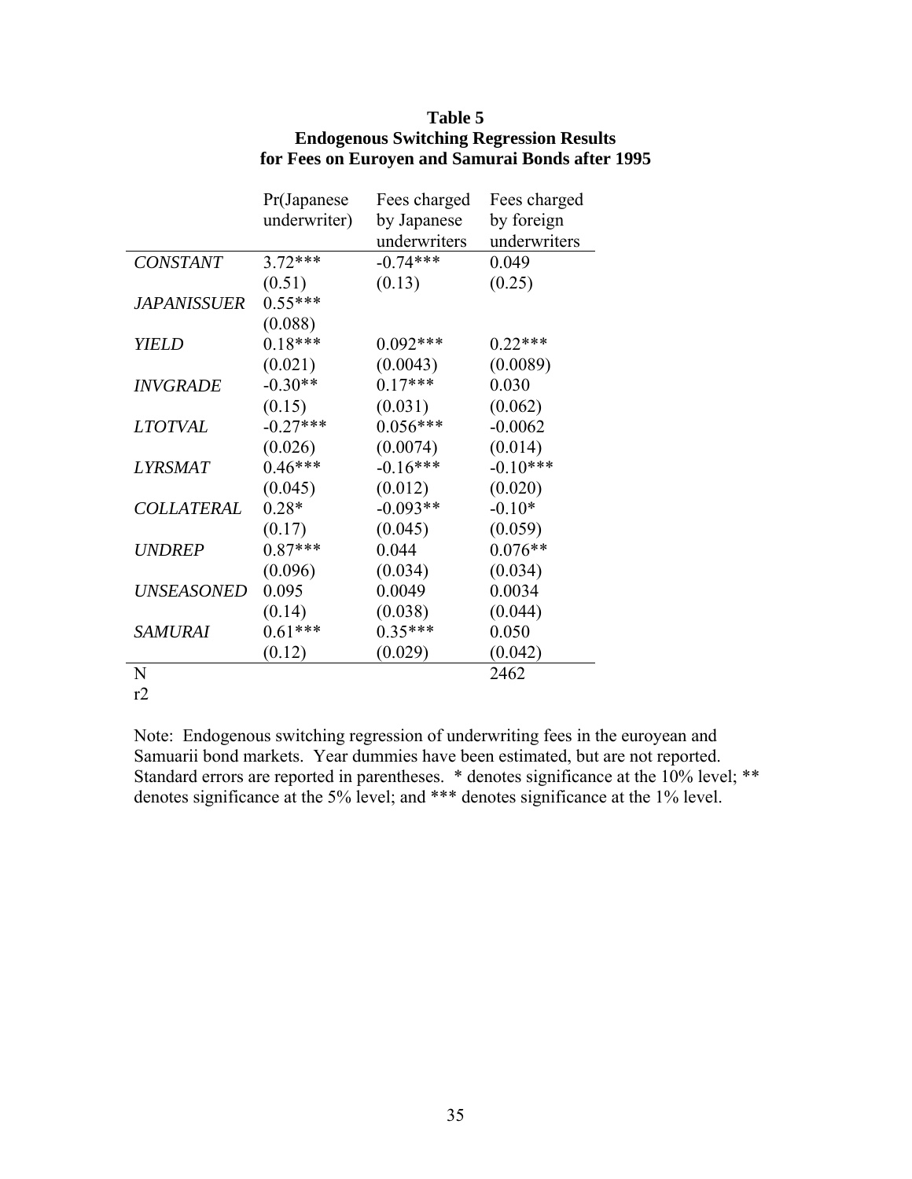**Table 5**
**Endogenous Switching Regression Results for Fees on Euroyen and Samurai Bonds after 1995**

| | Pr(Japanese underwriter) | Fees charged by Japanese underwriters | Fees charged by foreign underwriters |
|---|---|---|---|
| *CONSTANT* | 3.72*** | -0.74*** | 0.049 |
| | (0.51) | (0.13) | (0.25) |
| *JAPANISSUER* | 0.55*** | | |
| | (0.088) | | |
| *YIELD* | 0.18*** | 0.092*** | 0.22*** |
| | (0.021) | (0.0043) | (0.0089) |
| *INVGRADE* | -0.30** | 0.17*** | 0.030 |
| | (0.15) | (0.031) | (0.062) |
| *LTOTVAL* | -0.27*** | 0.056*** | -0.0062 |
| | (0.026) | (0.0074) | (0.014) |
| *LYRSMAT* | 0.46*** | -0.16*** | -0.10*** |
| | (0.045) | (0.012) | (0.020) |
| *COLLATERAL* | 0.28* | -0.093** | -0.10* |
| | (0.17) | (0.045) | (0.059) |
| *UNDREP* | 0.87*** | 0.044 | 0.076** |
| | (0.096) | (0.034) | (0.034) |
| *UNSEASONED* | 0.095 | 0.0049 | 0.0034 |
| | (0.14) | (0.038) | (0.044) |
| *SAMURAI* | 0.61*** | 0.35*** | 0.050 |
| | (0.12) | (0.029) | (0.042) |
| N | | | 2462 |
| r2 | | | |

Note: Endogenous switching regression of underwriting fees in the euroyean and Samuarii bond markets. Year dummies have been estimated, but are not reported. Standard errors are reported in parentheses. * denotes significance at the 10% level; ** denotes significance at the 5% level; and *** denotes significance at the 1% level.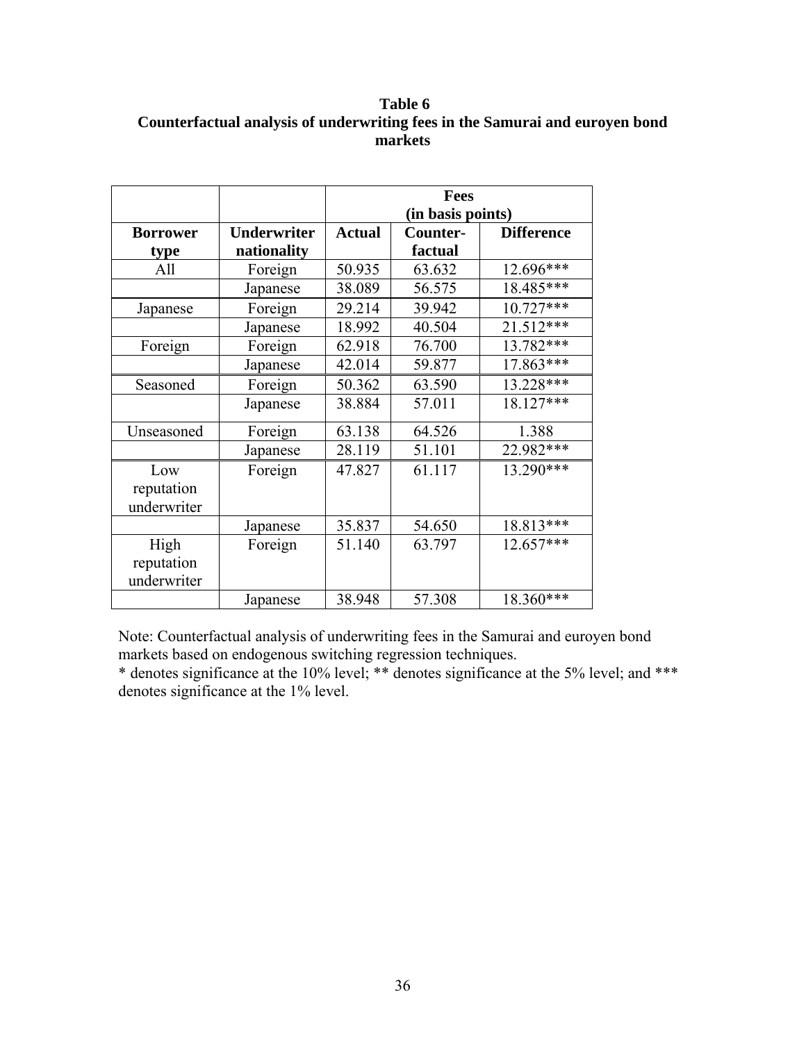**Table 6**
**Counterfactual analysis of underwriting fees in the Samurai and euroyen bond markets**

| | | Fees (in basis points) | | |
|---|---|---|---|---|
| **Borrower type** | **Underwriter nationality** | **Actual** | **Counter-factual** | **Difference** |
| All | Foreign | 50.935 | 63.632 | 12.696*** |
| | Japanese | 38.089 | 56.575 | 18.485*** |
| Japanese | Foreign | 29.214 | 39.942 | 10.727*** |
| | Japanese | 18.992 | 40.504 | 21.512*** |
| Foreign | Foreign | 62.918 | 76.700 | 13.782*** |
| | Japanese | 42.014 | 59.877 | 17.863*** |
| Seasoned | Foreign | 50.362 | 63.590 | 13.228*** |
| | Japanese | 38.884 | 57.011 | 18.127*** |
| Unseasoned | Foreign | 63.138 | 64.526 | 1.388 |
| | Japanese | 28.119 | 51.101 | 22.982*** |
| Low reputation underwriter | Foreign | 47.827 | 61.117 | 13.290*** |
| | Japanese | 35.837 | 54.650 | 18.813*** |
| High reputation underwriter | Foreign | 51.140 | 63.797 | 12.657*** |
| | Japanese | 38.948 | 57.308 | 18.360*** |

Note: Counterfactual analysis of underwriting fees in the Samurai and euroyen bond markets based on endogenous switching regression techniques.
* denotes significance at the 10% level; ** denotes significance at the 5% level; and *** denotes significance at the 1% level.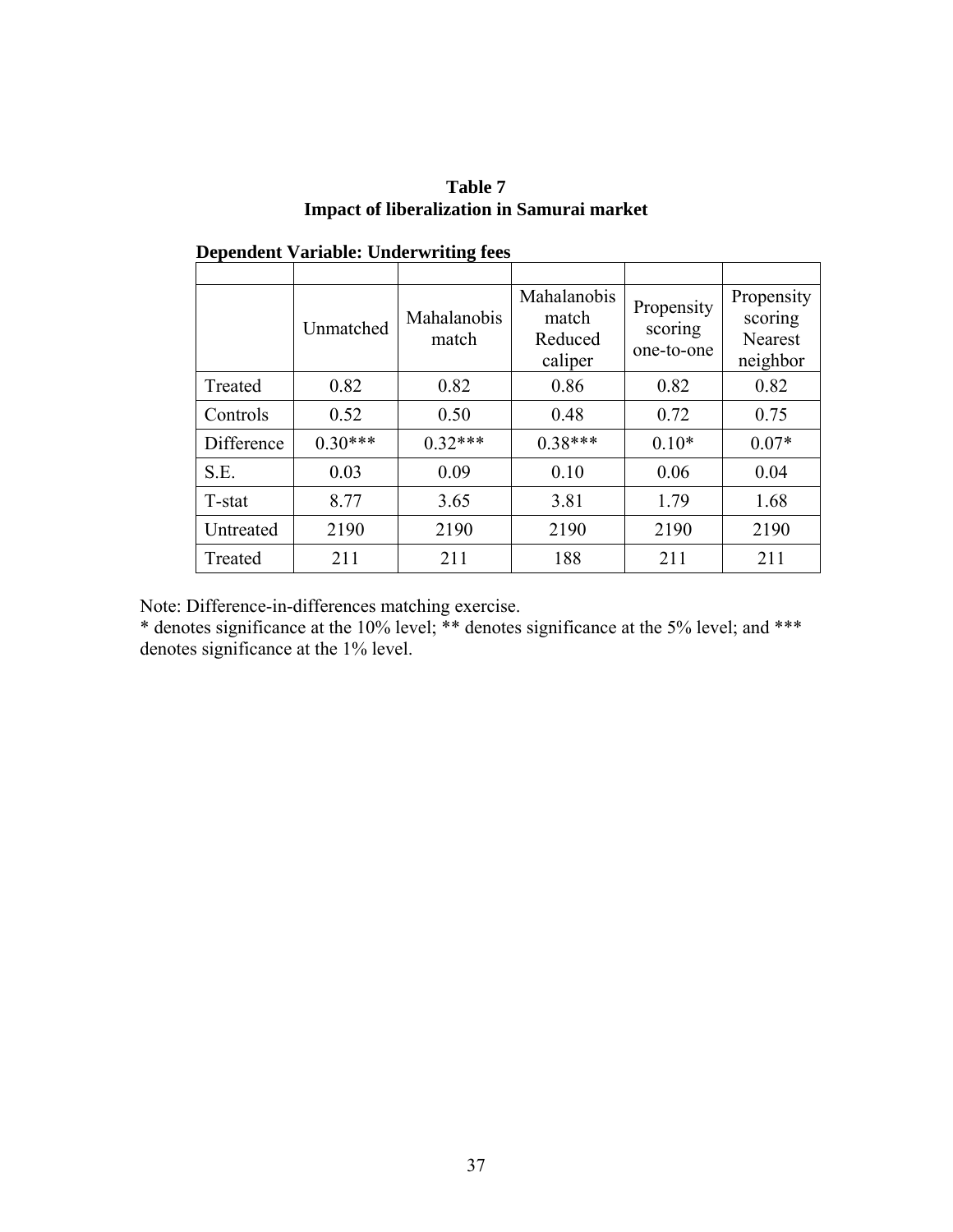**Table 7**
**Impact of liberalization in Samurai market**

**Dependent Variable: Underwriting fees**

| | Unmatched | Mahalanobis match | Mahalanobis match Reduced caliper | Propensity scoring one-to-one | Propensity scoring Nearest neighbor |
|---|---|---|---|---|---|
| Treated | 0.82 | 0.82 | 0.86 | 0.82 | 0.82 |
| Controls | 0.52 | 0.50 | 0.48 | 0.72 | 0.75 |
| Difference | 0.30*** | 0.32*** | 0.38*** | 0.10* | 0.07* |
| S.E. | 0.03 | 0.09 | 0.10 | 0.06 | 0.04 |
| T-stat | 8.77 | 3.65 | 3.81 | 1.79 | 1.68 |
| Untreated | 2190 | 2190 | 2190 | 2190 | 2190 |
| Treated | 211 | 211 | 188 | 211 | 211 |

Note: Difference-in-differences matching exercise.
* denotes significance at the 10% level; ** denotes significance at the 5% level; and *** denotes significance at the 1% level.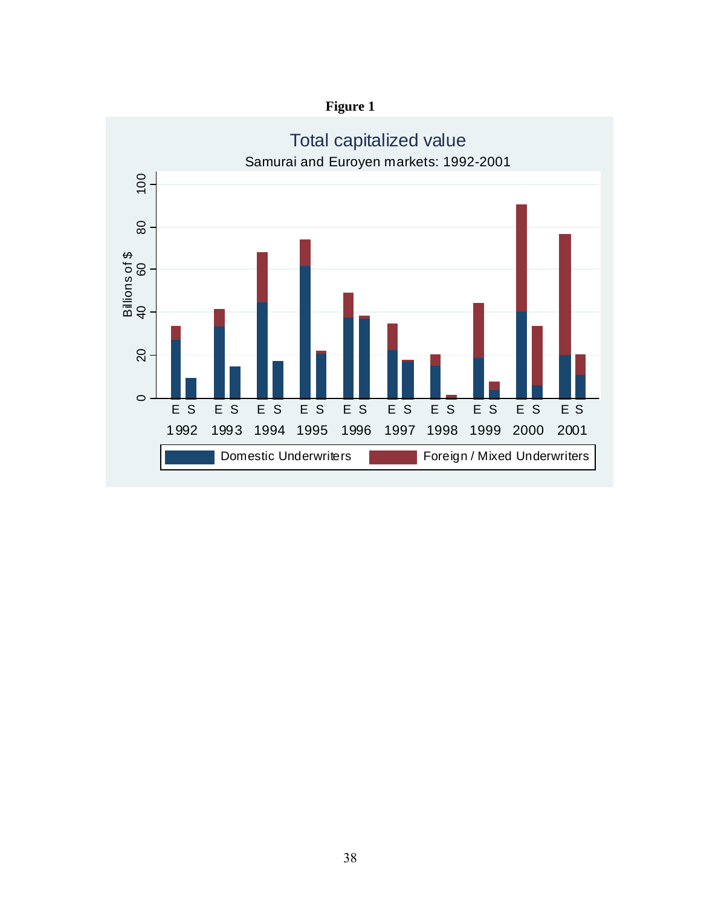**Figure 1**

Total capitalized value

Samurai and Euroyen markets: 1992-2001

Billions of $

E S E S E S E S E S E S E S E S E S E S

1992 1993 1994 1995 1996 1997 1998 1999 2000 2001

Domestic Underwriters | Foreign / Mixed Underwriters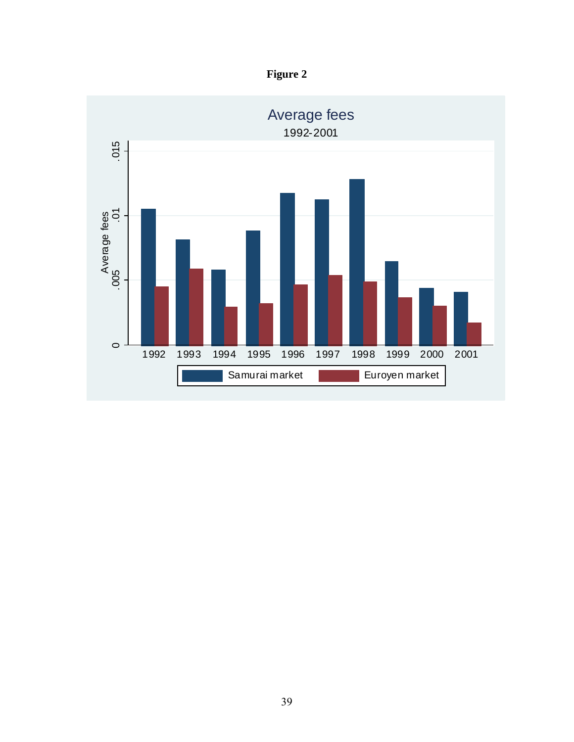**Figure 2**

Average fees

1992-2001

Average fees

0

.005

.01

.015

1992 1993 1994 1995 1996 1997 1998 1999 2000 2001

Samurai market

Euroyen market